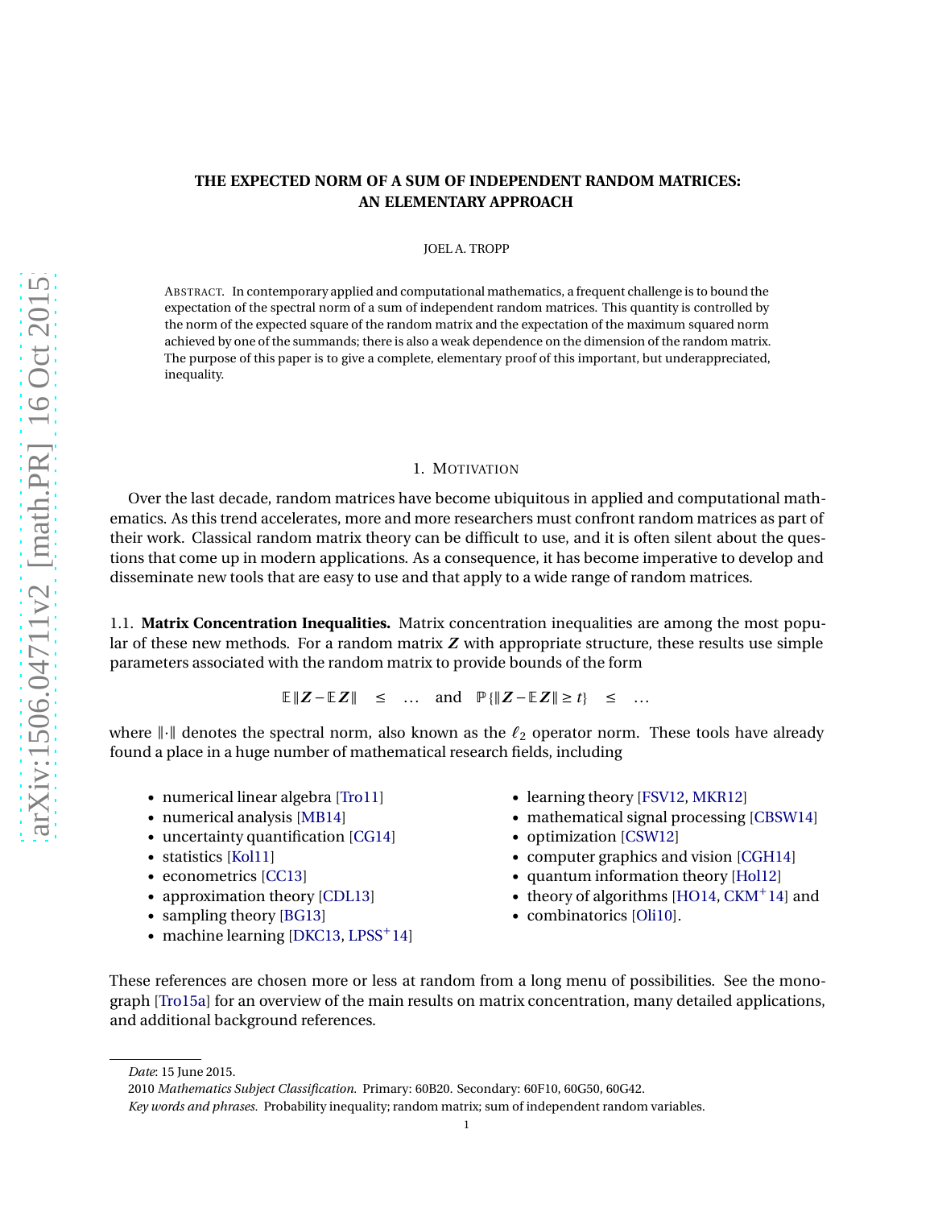# THE EXPECTED NORM OF A SUM OF INDEPENDENT RANDOM MATRICES: AN ELEMENTARY APPROACH

JOEL A. TROPP

ABSTRACT. In contemporary applied and computational mathematics, a frequent challenge is to bound the expectation of the spectral norm of a sum of independent random matrices. This quantity is controlled by the norm of the expected square of the random matrix and the expectation of the maximum squared norm achieved by one of the summands; there is also a weak dependence on the dimension of the random matrix. The purpose of this paper is to give a complete, elementary proof of this important, but underappreciated, inequality.

## 1. MOTIVATION

Over the last decade, random matrices have become ubiquitous in applied and computational mathematics. As this trend accelerates, more and more researchers must confront random matrices as part of their work. Classical random matrix theory can be difficult to use, and it is often silent about the questions that come up in modern applications. As a consequence, it has become imperative to develop and disseminate new tools that are easy to use and that apply to a wide range of random matrices.

### 1.1. Matrix Concentration Inequalities.

Matrix concentration inequalities are among the most popular of these new methods. For a random matrix $\boldsymbol{Z}$ with appropriate structure, these results use simple parameters associated with the random matrix to provide bounds of the form

$$\mathbb{E}\|\boldsymbol{Z}-\mathbb{E}\boldsymbol{Z}\| \quad \leq \quad \ldots \quad \text{and} \quad \mathbb{P}\{\|\boldsymbol{Z}-\mathbb{E}\boldsymbol{Z}\| \geq t\} \quad \leq \quad \ldots$$

where $\|\cdot\|$ denotes the spectral norm, also known as the $\ell_2$ operator norm. These tools have already found a place in a huge number of mathematical research fields, including

- numerical linear algebra [Tro11]
- numerical analysis [MB14]
- uncertainty quantification [CG14]
- statistics [Kol11]
- econometrics [CC13]
- approximation theory [CDL13]
- sampling theory [BG13]
- machine learning [DKC13, LPSS+14]
- learning theory [FSV12, MKR12]
- mathematical signal processing [CBSW14]
- optimization [CSW12]
- computer graphics and vision [CGH14]
- quantum information theory [Hol12]
- theory of algorithms [HO14, CKM+14] and
- combinatorics [Oli10].

These references are chosen more or less at random from a long menu of possibilities. See the monograph [Tro15a] for an overview of the main results on matrix concentration, many detailed applications, and additional background references.

*Date*: 15 June 2015.

2010 *Mathematics Subject Classification.* Primary: 60B20. Secondary: 60F10, 60G50, 60G42.

*Key words and phrases.* Probability inequality; random matrix; sum of independent random variables.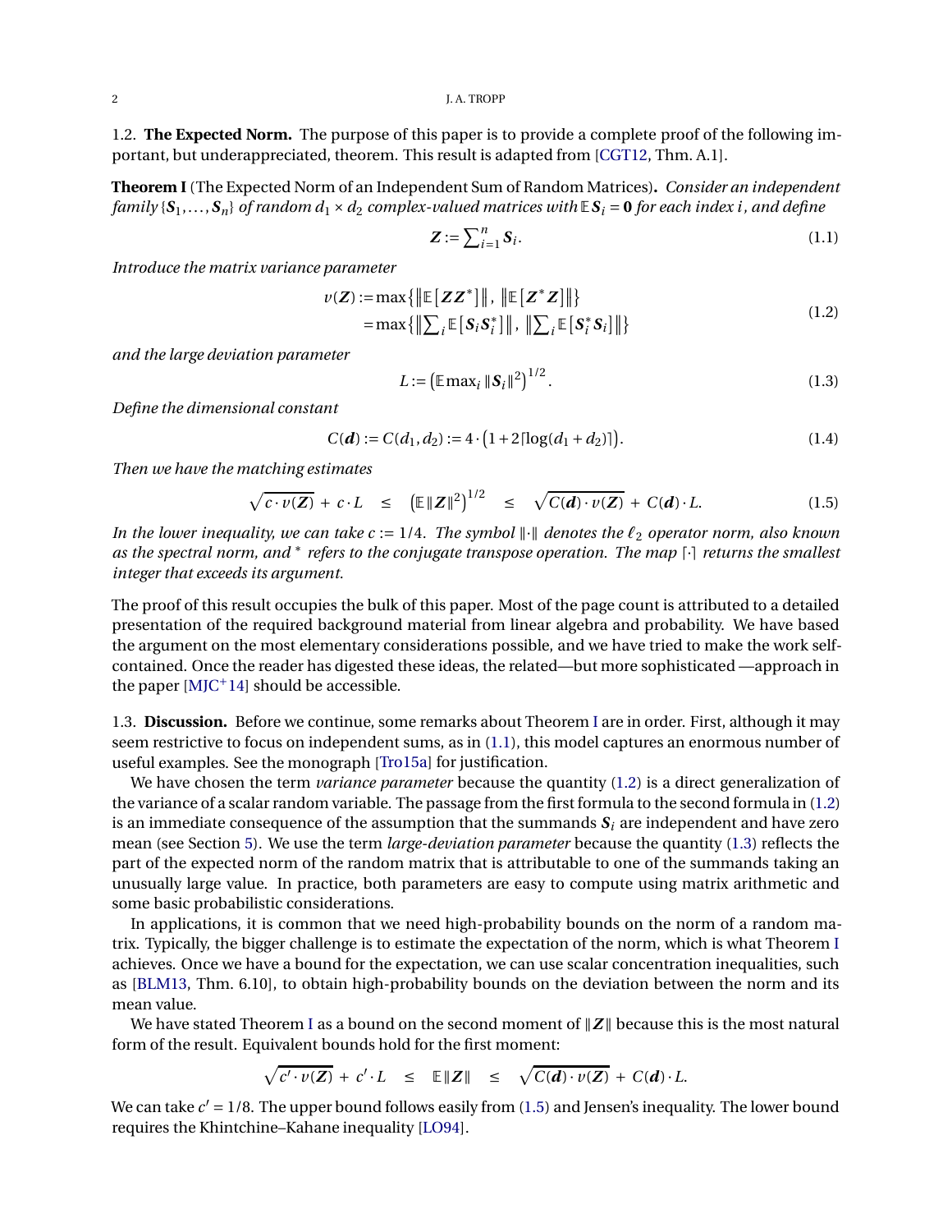### 1.2. **The Expected Norm.**

The purpose of this paper is to provide a complete proof of the following important, but underappreciated, theorem. This result is adapted from [CGT12, Thm. A.1].

**Theorem I** (The Expected Norm of an Independent Sum of Random Matrices)**.** *Consider an independent family $\{\boldsymbol{S}_1, \dots, \boldsymbol{S}_n\}$ of random $d_1 \times d_2$ complex-valued matrices with $\mathbb{E}\,\boldsymbol{S}_i = \boldsymbol{0}$ for each index $i$, and define*

$$\boldsymbol{Z} := \textstyle\sum_{i=1}^n \boldsymbol{S}_i. \tag{1.1}$$

*Introduce the matrix variance parameter*

$$\begin{aligned} v(\boldsymbol{Z}) &:= \max\left\{ \left\| \mathbb{E}\left[\boldsymbol{Z}\boldsymbol{Z}^*\right] \right\|,\ \left\| \mathbb{E}\left[\boldsymbol{Z}^*\boldsymbol{Z}\right] \right\| \right\} \\ &= \max\left\{ \left\| \textstyle\sum_i \mathbb{E}\left[\boldsymbol{S}_i\boldsymbol{S}_i^*\right] \right\|,\ \left\| \textstyle\sum_i \mathbb{E}\left[\boldsymbol{S}_i^*\boldsymbol{S}_i\right] \right\| \right\} \end{aligned} \tag{1.2}$$

*and the large deviation parameter*

$$L := \left( \mathbb{E} \max_i \|\boldsymbol{S}_i\|^2 \right)^{1/2}. \tag{1.3}$$

*Define the dimensional constant*

$$C(\boldsymbol{d}) := C(d_1, d_2) := 4 \cdot \left(1 + 2\lceil \log(d_1 + d_2) \rceil\right). \tag{1.4}$$

*Then we have the matching estimates*

$$\sqrt{c \cdot v(\boldsymbol{Z})} + c \cdot L \quad \le \quad \left( \mathbb{E}\,\|\boldsymbol{Z}\|^2 \right)^{1/2} \quad \le \quad \sqrt{C(\boldsymbol{d}) \cdot v(\boldsymbol{Z})} + C(\boldsymbol{d}) \cdot L. \tag{1.5}$$

*In the lower inequality, we can take $c := 1/4$. The symbol $\|\cdot\|$ denotes the $\ell_2$ operator norm, also known as the spectral norm, and $^*$ refers to the conjugate transpose operation. The map $\lceil\cdot\rceil$ returns the smallest integer that exceeds its argument.*

The proof of this result occupies the bulk of this paper. Most of the page count is attributed to a detailed presentation of the required background material from linear algebra and probability. We have based the argument on the most elementary considerations possible, and we have tried to make the work self-contained. Once the reader has digested these ideas, the related—but more sophisticated —approach in the paper [MJC+14] should be accessible.

### 1.3. **Discussion.**

Before we continue, some remarks about Theorem I are in order. First, although it may seem restrictive to focus on independent sums, as in (1.1), this model captures an enormous number of useful examples. See the monograph [Tro15a] for justification.

We have chosen the term *variance parameter* because the quantity (1.2) is a direct generalization of the variance of a scalar random variable. The passage from the first formula to the second formula in (1.2) is an immediate consequence of the assumption that the summands $\boldsymbol{S}_i$ are independent and have zero mean (see Section 5). We use the term *large-deviation parameter* because the quantity (1.3) reflects the part of the expected norm of the random matrix that is attributable to one of the summands taking an unusually large value. In practice, both parameters are easy to compute using matrix arithmetic and some basic probabilistic considerations.

In applications, it is common that we need high-probability bounds on the norm of a random matrix. Typically, the bigger challenge is to estimate the expectation of the norm, which is what Theorem I achieves. Once we have a bound for the expectation, we can use scalar concentration inequalities, such as [BLM13, Thm. 6.10], to obtain high-probability bounds on the deviation between the norm and its mean value.

We have stated Theorem I as a bound on the second moment of $\|\boldsymbol{Z}\|$ because this is the most natural form of the result. Equivalent bounds hold for the first moment:

$$\sqrt{c' \cdot v(\boldsymbol{Z})} + c' \cdot L \quad \le \quad \mathbb{E}\,\|\boldsymbol{Z}\| \quad \le \quad \sqrt{C(\boldsymbol{d}) \cdot v(\boldsymbol{Z})} + C(\boldsymbol{d}) \cdot L.$$

We can take $c' = 1/8$. The upper bound follows easily from (1.5) and Jensen's inequality. The lower bound requires the Khintchine–Kahane inequality [LO94].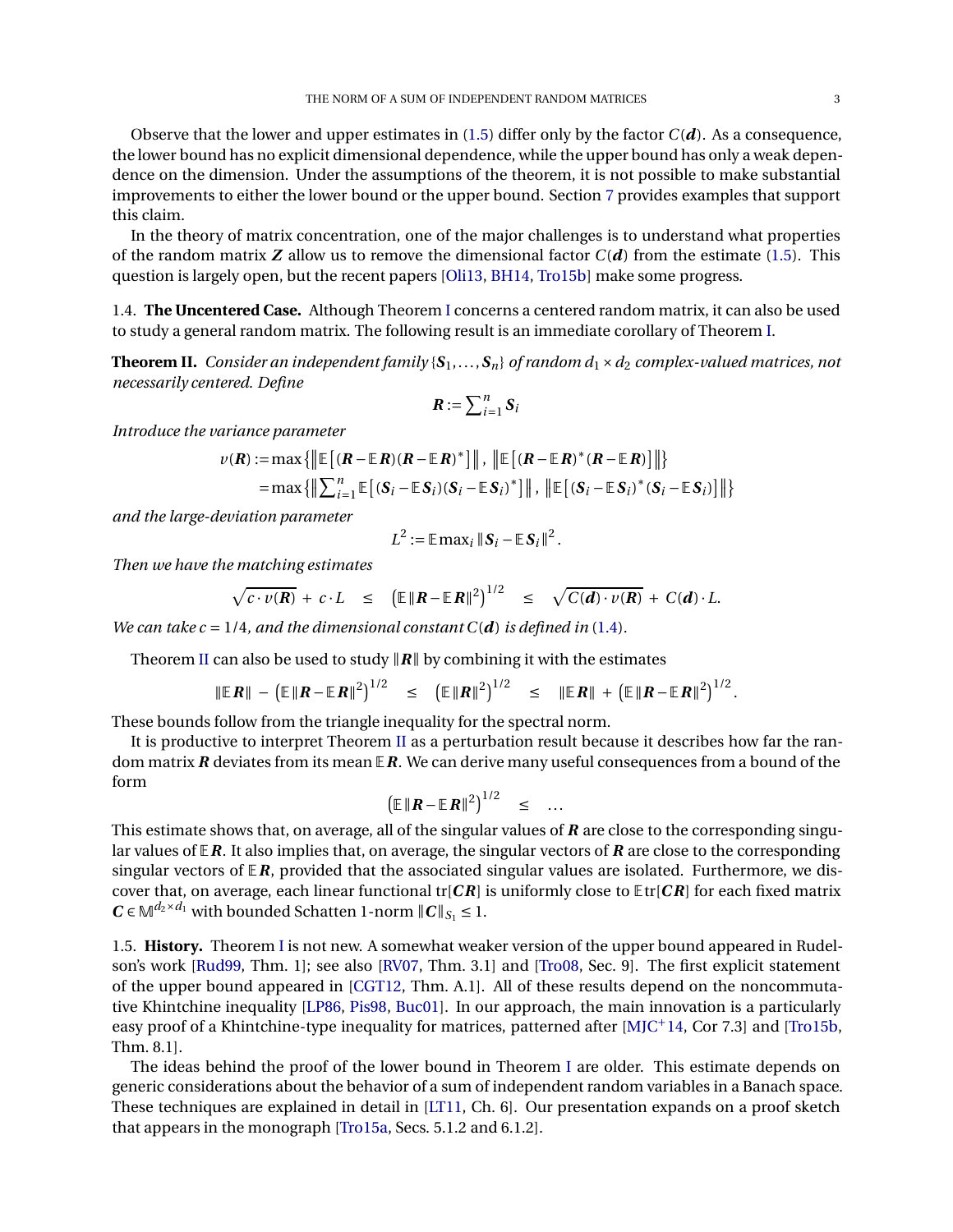Observe that the lower and upper estimates in (1.5) differ only by the factor $C(\boldsymbol{d})$. As a consequence, the lower bound has no explicit dimensional dependence, while the upper bound has only a weak dependence on the dimension. Under the assumptions of the theorem, it is not possible to make substantial improvements to either the lower bound or the upper bound. Section 7 provides examples that support this claim.

In the theory of matrix concentration, one of the major challenges is to understand what properties of the random matrix $\boldsymbol{Z}$ allow us to remove the dimensional factor $C(\boldsymbol{d})$ from the estimate (1.5). This question is largely open, but the recent papers [Oli13, BH14, Tro15b] make some progress.

### 1.4. The Uncentered Case.

Although Theorem I concerns a centered random matrix, it can also be used to study a general random matrix. The following result is an immediate corollary of Theorem I.

**Theorem II.** *Consider an independent family* $\{\boldsymbol{S}_1, \dots, \boldsymbol{S}_n\}$ *of random* $d_1 \times d_2$ *complex-valued matrices, not necessarily centered. Define*

$$\boldsymbol{R} := \sum\nolimits_{i=1}^n \boldsymbol{S}_i$$

*Introduce the variance parameter*

$$\begin{aligned} v(\boldsymbol{R}) &:= \max\left\{ \left\| \mathbb{E}\left[ (\boldsymbol{R} - \mathbb{E}\,\boldsymbol{R})(\boldsymbol{R} - \mathbb{E}\,\boldsymbol{R})^* \right] \right\|, \ \left\| \mathbb{E}\left[ (\boldsymbol{R} - \mathbb{E}\,\boldsymbol{R})^*(\boldsymbol{R} - \mathbb{E}\,\boldsymbol{R}) \right] \right\| \right\} \\ &= \max\left\{ \left\| \sum\nolimits_{i=1}^n \mathbb{E}\left[ (\boldsymbol{S}_i - \mathbb{E}\,\boldsymbol{S}_i)(\boldsymbol{S}_i - \mathbb{E}\,\boldsymbol{S}_i)^* \right] \right\|, \ \left\| \mathbb{E}\left[ (\boldsymbol{S}_i - \mathbb{E}\,\boldsymbol{S}_i)^*(\boldsymbol{S}_i - \mathbb{E}\,\boldsymbol{S}_i) \right] \right\| \right\} \end{aligned}$$

*and the large-deviation parameter*

$$L^2 := \mathbb{E} \max\nolimits_i \|\boldsymbol{S}_i - \mathbb{E}\,\boldsymbol{S}_i\|^2.$$

*Then we have the matching estimates*

$$\sqrt{c \cdot v(\boldsymbol{R})} \ + \ c \cdot L \quad \le \quad \left( \mathbb{E}\,\|\boldsymbol{R} - \mathbb{E}\,\boldsymbol{R}\|^2 \right)^{1/2} \quad \le \quad \sqrt{C(\boldsymbol{d}) \cdot v(\boldsymbol{R})} \ + \ C(\boldsymbol{d}) \cdot L.$$

*We can take* $c = 1/4$*, and the dimensional constant* $C(\boldsymbol{d})$ *is defined in* (1.4).

Theorem II can also be used to study $\|\boldsymbol{R}\|$ by combining it with the estimates

$$\|\mathbb{E}\,\boldsymbol{R}\| \ - \ \left( \mathbb{E}\,\|\boldsymbol{R} - \mathbb{E}\,\boldsymbol{R}\|^2 \right)^{1/2} \quad \le \quad \left( \mathbb{E}\,\|\boldsymbol{R}\|^2 \right)^{1/2} \quad \le \quad \|\mathbb{E}\,\boldsymbol{R}\| \ + \ \left( \mathbb{E}\,\|\boldsymbol{R} - \mathbb{E}\,\boldsymbol{R}\|^2 \right)^{1/2}.$$

These bounds follow from the triangle inequality for the spectral norm.

It is productive to interpret Theorem II as a perturbation result because it describes how far the random matrix $\boldsymbol{R}$ deviates from its mean $\mathbb{E}\,\boldsymbol{R}$. We can derive many useful consequences from a bound of the form

$$\left( \mathbb{E}\,\|\boldsymbol{R} - \mathbb{E}\,\boldsymbol{R}\|^2 \right)^{1/2} \quad \le \quad \dots$$

This estimate shows that, on average, all of the singular values of $\boldsymbol{R}$ are close to the corresponding singular values of $\mathbb{E}\,\boldsymbol{R}$. It also implies that, on average, the singular vectors of $\boldsymbol{R}$ are close to the corresponding singular vectors of $\mathbb{E}\,\boldsymbol{R}$, provided that the associated singular values are isolated. Furthermore, we discover that, on average, each linear functional $\operatorname{tr}[\boldsymbol{C}\boldsymbol{R}]$ is uniformly close to $\mathbb{E}\operatorname{tr}[\boldsymbol{C}\boldsymbol{R}]$ for each fixed matrix $\boldsymbol{C} \in \mathbb{M}^{d_2 \times d_1}$ with bounded Schatten 1-norm $\|\boldsymbol{C}\|_{S_1} \le 1$.

### 1.5. History.

Theorem I is not new. A somewhat weaker version of the upper bound appeared in Rudelson's work [Rud99, Thm. 1]; see also [RV07, Thm. 3.1] and [Tro08, Sec. 9]. The first explicit statement of the upper bound appeared in [CGT12, Thm. A.1]. All of these results depend on the noncommutative Khintchine inequality [LP86, Pis98, Buc01]. In our approach, the main innovation is a particularly easy proof of a Khintchine-type inequality for matrices, patterned after [MJC+14, Cor 7.3] and [Tro15b, Thm. 8.1].

The ideas behind the proof of the lower bound in Theorem I are older. This estimate depends on generic considerations about the behavior of a sum of independent random variables in a Banach space. These techniques are explained in detail in [LT11, Ch. 6]. Our presentation expands on a proof sketch that appears in the monograph [Tro15a, Secs. 5.1.2 and 6.1.2].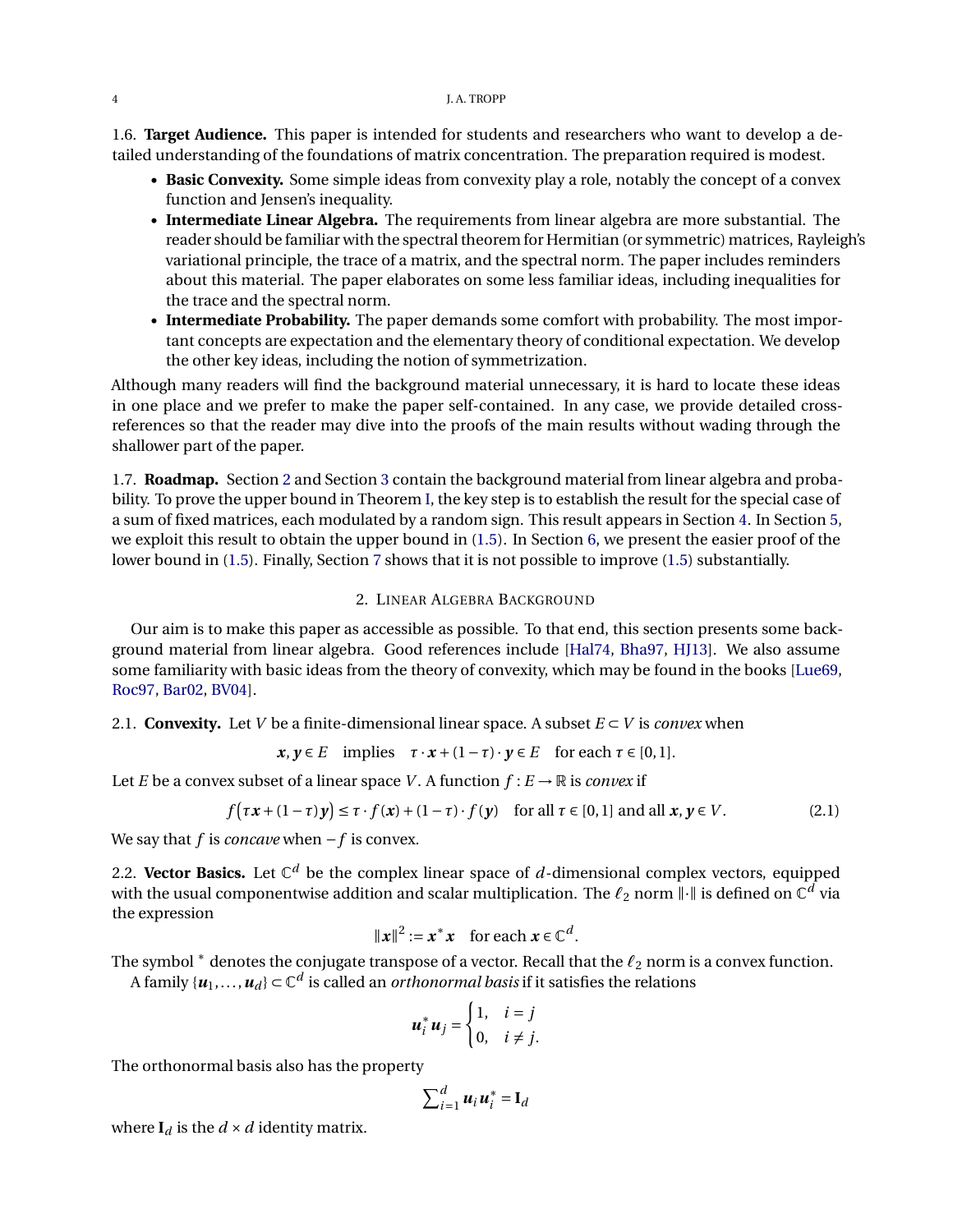1.6. **Target Audience.** This paper is intended for students and researchers who want to develop a detailed understanding of the foundations of matrix concentration. The preparation required is modest.

- **Basic Convexity.** Some simple ideas from convexity play a role, notably the concept of a convex function and Jensen's inequality.
- **Intermediate Linear Algebra.** The requirements from linear algebra are more substantial. The reader should be familiar with the spectral theorem for Hermitian (or symmetric) matrices, Rayleigh's variational principle, the trace of a matrix, and the spectral norm. The paper includes reminders about this material. The paper elaborates on some less familiar ideas, including inequalities for the trace and the spectral norm.
- **Intermediate Probability.** The paper demands some comfort with probability. The most important concepts are expectation and the elementary theory of conditional expectation. We develop the other key ideas, including the notion of symmetrization.

Although many readers will find the background material unnecessary, it is hard to locate these ideas in one place and we prefer to make the paper self-contained. In any case, we provide detailed cross-references so that the reader may dive into the proofs of the main results without wading through the shallower part of the paper.

1.7. **Roadmap.** Section 2 and Section 3 contain the background material from linear algebra and probability. To prove the upper bound in Theorem I, the key step is to establish the result for the special case of a sum of fixed matrices, each modulated by a random sign. This result appears in Section 4. In Section 5, we exploit this result to obtain the upper bound in (1.5). In Section 6, we present the easier proof of the lower bound in (1.5). Finally, Section 7 shows that it is not possible to improve (1.5) substantially.

## 2. Linear Algebra Background

Our aim is to make this paper as accessible as possible. To that end, this section presents some background material from linear algebra. Good references include [Hal74, Bha97, HJ13]. We also assume some familiarity with basic ideas from the theory of convexity, which may be found in the books [Lue69, Roc97, Bar02, BV04].

2.1. **Convexity.** Let $V$ be a finite-dimensional linear space. A subset $E \subset V$ is *convex* when

$$\boldsymbol{x}, \boldsymbol{y} \in E \quad \text{implies} \quad \tau \cdot \boldsymbol{x} + (1-\tau) \cdot \boldsymbol{y} \in E \quad \text{for each } \tau \in [0,1].$$

Let $E$ be a convex subset of a linear space $V$. A function $f : E \to \mathbb{R}$ is *convex* if

$$f\big(\tau \boldsymbol{x} + (1-\tau)\boldsymbol{y}\big) \le \tau \cdot f(\boldsymbol{x}) + (1-\tau) \cdot f(\boldsymbol{y}) \quad \text{for all } \tau \in [0,1] \text{ and all } \boldsymbol{x}, \boldsymbol{y} \in V. \tag{2.1}$$

We say that $f$ is *concave* when $-f$ is convex.

2.2. **Vector Basics.** Let $\mathbb{C}^d$ be the complex linear space of $d$-dimensional complex vectors, equipped with the usual componentwise addition and scalar multiplication. The $\ell_2$ norm $\|\cdot\|$ is defined on $\mathbb{C}^d$ via the expression

$$\|\boldsymbol{x}\|^2 := \boldsymbol{x}^* \boldsymbol{x} \quad \text{for each } \boldsymbol{x} \in \mathbb{C}^d.$$

The symbol $^*$ denotes the conjugate transpose of a vector. Recall that the $\ell_2$ norm is a convex function.

A family $\{\boldsymbol{u}_1, \dots, \boldsymbol{u}_d\} \subset \mathbb{C}^d$ is called an *orthonormal basis* if it satisfies the relations

$$\boldsymbol{u}_i^* \boldsymbol{u}_j = \begin{cases} 1, & i = j \\ 0, & i \ne j. \end{cases}$$

The orthonormal basis also has the property

$$\textstyle\sum_{i=1}^d \boldsymbol{u}_i \boldsymbol{u}_i^* = \mathbf{I}_d$$

where $\mathbf{I}_d$ is the $d \times d$ identity matrix.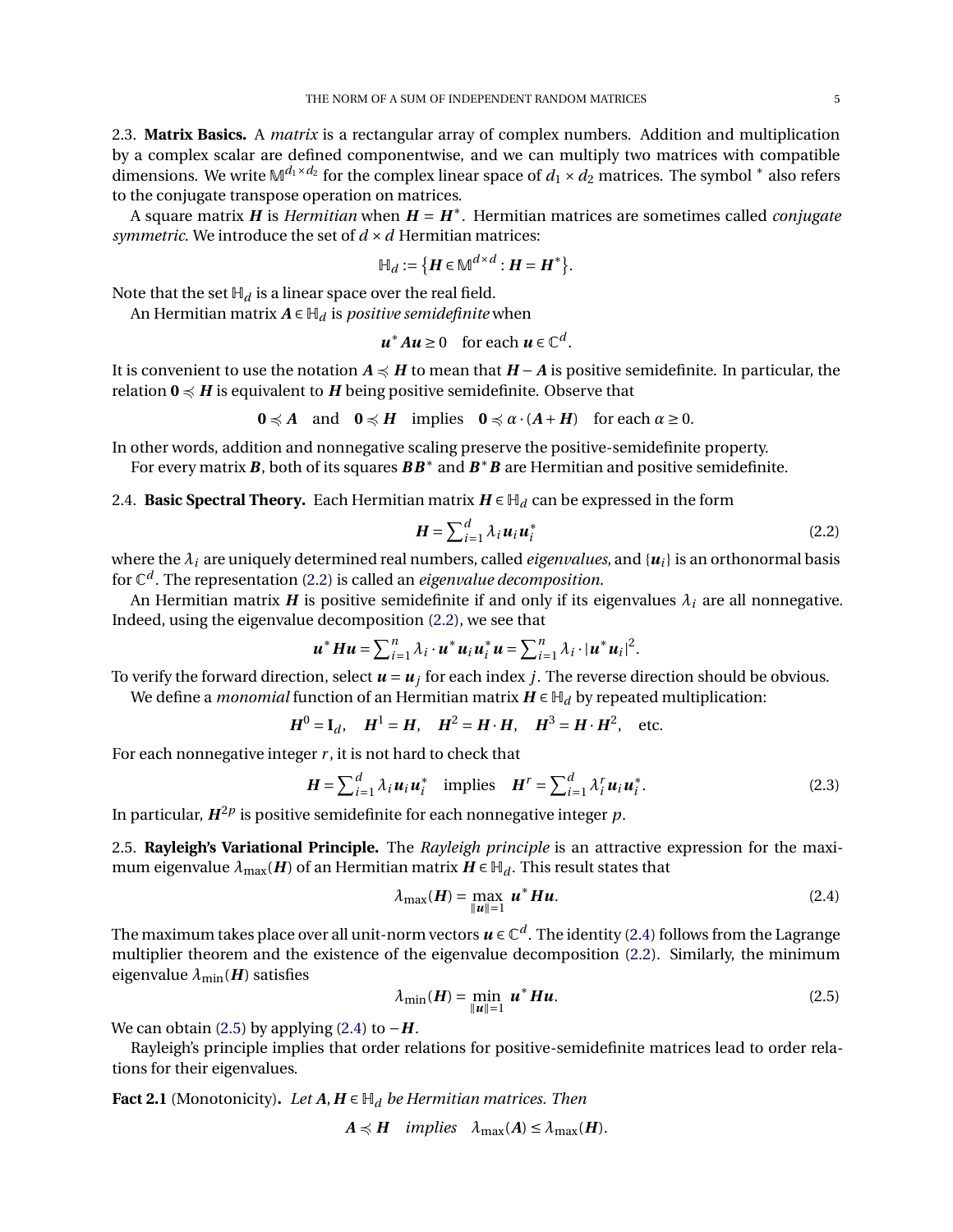2.3. **Matrix Basics.** A *matrix* is a rectangular array of complex numbers. Addition and multiplication by a complex scalar are defined componentwise, and we can multiply two matrices with compatible dimensions. We write $\mathbb{M}^{d_1 \times d_2}$ for the complex linear space of $d_1 \times d_2$ matrices. The symbol $^*$ also refers to the conjugate transpose operation on matrices.

A square matrix $\boldsymbol{H}$ is *Hermitian* when $\boldsymbol{H} = \boldsymbol{H}^*$. Hermitian matrices are sometimes called *conjugate symmetric*. We introduce the set of $d \times d$ Hermitian matrices:

$$\mathbb{H}_d := \{\boldsymbol{H} \in \mathbb{M}^{d \times d} : \boldsymbol{H} = \boldsymbol{H}^*\}.$$

Note that the set $\mathbb{H}_d$ is a linear space over the real field.

An Hermitian matrix $\boldsymbol{A} \in \mathbb{H}_d$ is *positive semidefinite* when

$$\boldsymbol{u}^* \boldsymbol{A} \boldsymbol{u} \geq 0 \quad \text{for each } \boldsymbol{u} \in \mathbb{C}^d.$$

It is convenient to use the notation $\boldsymbol{A} \preccurlyeq \boldsymbol{H}$ to mean that $\boldsymbol{H} - \boldsymbol{A}$ is positive semidefinite. In particular, the relation $\boldsymbol{0} \preccurlyeq \boldsymbol{H}$ is equivalent to $\boldsymbol{H}$ being positive semidefinite. Observe that

$$\boldsymbol{0} \preccurlyeq \boldsymbol{A} \quad \text{and} \quad \boldsymbol{0} \preccurlyeq \boldsymbol{H} \quad \text{implies} \quad \boldsymbol{0} \preccurlyeq \alpha \cdot (\boldsymbol{A} + \boldsymbol{H}) \quad \text{for each } \alpha \geq 0.$$

In other words, addition and nonnegative scaling preserve the positive-semidefinite property.

For every matrix $\boldsymbol{B}$, both of its squares $\boldsymbol{B}\boldsymbol{B}^*$ and $\boldsymbol{B}^*\boldsymbol{B}$ are Hermitian and positive semidefinite.

2.4. **Basic Spectral Theory.** Each Hermitian matrix $\boldsymbol{H} \in \mathbb{H}_d$ can be expressed in the form

$$\boldsymbol{H} = \sum_{i=1}^d \lambda_i \boldsymbol{u}_i \boldsymbol{u}_i^* \tag{2.2}$$

where the $\lambda_i$ are uniquely determined real numbers, called *eigenvalues*, and $\{\boldsymbol{u}_i\}$ is an orthonormal basis for $\mathbb{C}^d$. The representation (2.2) is called an *eigenvalue decomposition*.

An Hermitian matrix $\boldsymbol{H}$ is positive semidefinite if and only if its eigenvalues $\lambda_i$ are all nonnegative. Indeed, using the eigenvalue decomposition (2.2), we see that

$$\boldsymbol{u}^* \boldsymbol{H} \boldsymbol{u} = \sum_{i=1}^n \lambda_i \cdot \boldsymbol{u}^* \boldsymbol{u}_i \boldsymbol{u}_i^* \boldsymbol{u} = \sum_{i=1}^n \lambda_i \cdot |\boldsymbol{u}^* \boldsymbol{u}_i|^2.$$

To verify the forward direction, select $\boldsymbol{u} = \boldsymbol{u}_j$ for each index $j$. The reverse direction should be obvious.

We define a *monomial* function of an Hermitian matrix $\boldsymbol{H} \in \mathbb{H}_d$ by repeated multiplication:

$$\boldsymbol{H}^0 = \mathbf{I}_d, \quad \boldsymbol{H}^1 = \boldsymbol{H}, \quad \boldsymbol{H}^2 = \boldsymbol{H} \cdot \boldsymbol{H}, \quad \boldsymbol{H}^3 = \boldsymbol{H} \cdot \boldsymbol{H}^2, \quad \text{etc.}$$

For each nonnegative integer $r$, it is not hard to check that

$$\boldsymbol{H} = \sum_{i=1}^d \lambda_i \boldsymbol{u}_i \boldsymbol{u}_i^* \quad \text{implies} \quad \boldsymbol{H}^r = \sum_{i=1}^d \lambda_i^r \boldsymbol{u}_i \boldsymbol{u}_i^*. \tag{2.3}$$

In particular, $\boldsymbol{H}^{2p}$ is positive semidefinite for each nonnegative integer $p$.

2.5. **Rayleigh's Variational Principle.** The *Rayleigh principle* is an attractive expression for the maximum eigenvalue $\lambda_{\max}(\boldsymbol{H})$ of an Hermitian matrix $\boldsymbol{H} \in \mathbb{H}_d$. This result states that

$$\lambda_{\max}(\boldsymbol{H}) = \max_{\|\boldsymbol{u}\|=1} \boldsymbol{u}^* \boldsymbol{H} \boldsymbol{u}. \tag{2.4}$$

The maximum takes place over all unit-norm vectors $\boldsymbol{u} \in \mathbb{C}^d$. The identity (2.4) follows from the Lagrange multiplier theorem and the existence of the eigenvalue decomposition (2.2). Similarly, the minimum eigenvalue $\lambda_{\min}(\boldsymbol{H})$ satisfies

$$\lambda_{\min}(\boldsymbol{H}) = \min_{\|\boldsymbol{u}\|=1} \boldsymbol{u}^* \boldsymbol{H} \boldsymbol{u}. \tag{2.5}$$

We can obtain (2.5) by applying (2.4) to $-\boldsymbol{H}$.

Rayleigh's principle implies that order relations for positive-semidefinite matrices lead to order relations for their eigenvalues.

**Fact 2.1** (Monotonicity)**.** *Let $\boldsymbol{A}, \boldsymbol{H} \in \mathbb{H}_d$ be Hermitian matrices. Then*

$$\boldsymbol{A} \preccurlyeq \boldsymbol{H} \quad \textit{implies} \quad \lambda_{\max}(\boldsymbol{A}) \leq \lambda_{\max}(\boldsymbol{H}).$$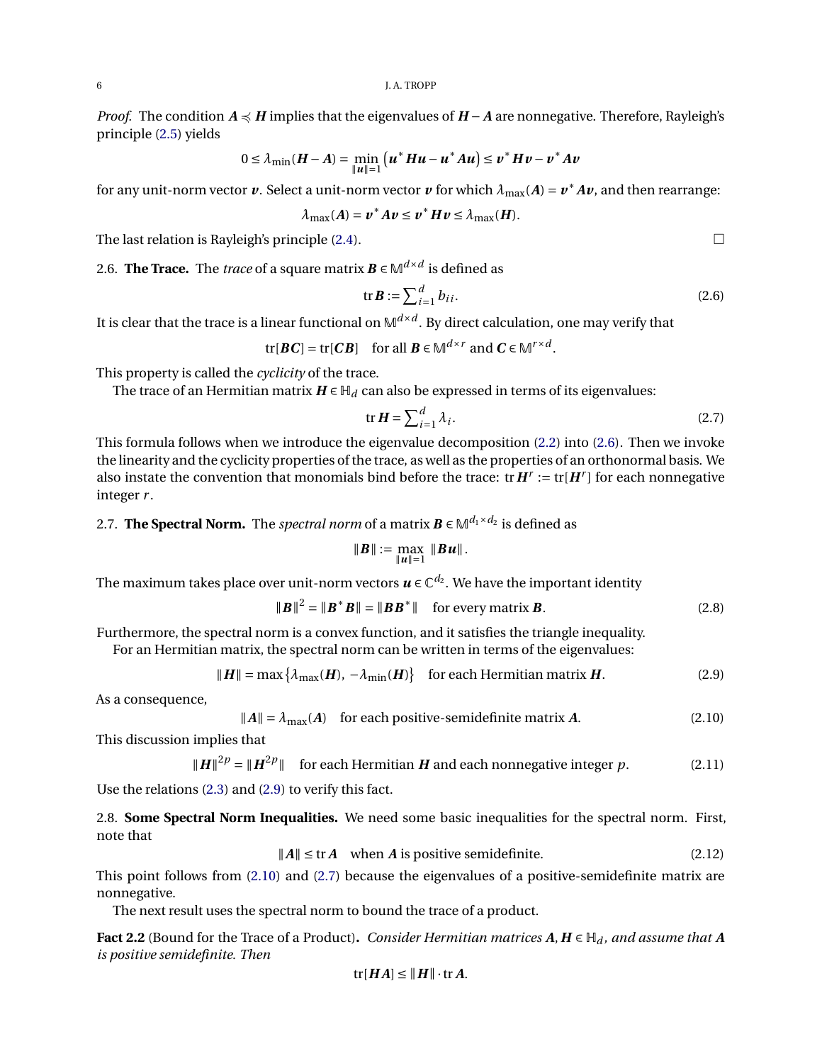*Proof.* The condition $\boldsymbol{A} \preccurlyeq \boldsymbol{H}$ implies that the eigenvalues of $\boldsymbol{H}-\boldsymbol{A}$ are nonnegative. Therefore, Rayleigh's principle (2.5) yields

$$0 \le \lambda_{\min}(\boldsymbol{H}-\boldsymbol{A}) = \min_{\|\boldsymbol{u}\|=1} \left(\boldsymbol{u}^*\boldsymbol{H}\boldsymbol{u} - \boldsymbol{u}^*\boldsymbol{A}\boldsymbol{u}\right) \le \boldsymbol{v}^*\boldsymbol{H}\boldsymbol{v} - \boldsymbol{v}^*\boldsymbol{A}\boldsymbol{v}$$

for any unit-norm vector $\boldsymbol{v}$. Select a unit-norm vector $\boldsymbol{v}$ for which $\lambda_{\max}(\boldsymbol{A}) = \boldsymbol{v}^*\boldsymbol{A}\boldsymbol{v}$, and then rearrange:

$$\lambda_{\max}(\boldsymbol{A}) = \boldsymbol{v}^*\boldsymbol{A}\boldsymbol{v} \le \boldsymbol{v}^*\boldsymbol{H}\boldsymbol{v} \le \lambda_{\max}(\boldsymbol{H}).$$

The last relation is Rayleigh's principle (2.4). □

2.6. **The Trace.** The *trace* of a square matrix $\boldsymbol{B} \in \mathbb{M}^{d\times d}$ is defined as

$$\operatorname{tr}\boldsymbol{B} := \sum_{i=1}^{d} b_{ii}. \tag{2.6}$$

It is clear that the trace is a linear functional on $\mathbb{M}^{d\times d}$. By direct calculation, one may verify that

$$\operatorname{tr}[\boldsymbol{B}\boldsymbol{C}] = \operatorname{tr}[\boldsymbol{C}\boldsymbol{B}] \quad \text{for all } \boldsymbol{B} \in \mathbb{M}^{d\times r} \text{ and } \boldsymbol{C} \in \mathbb{M}^{r\times d}.$$

This property is called the *cyclicity* of the trace.

The trace of an Hermitian matrix $\boldsymbol{H} \in \mathbb{H}_d$ can also be expressed in terms of its eigenvalues:

$$\operatorname{tr}\boldsymbol{H} = \sum_{i=1}^{d} \lambda_i. \tag{2.7}$$

This formula follows when we introduce the eigenvalue decomposition (2.2) into (2.6). Then we invoke the linearity and the cyclicity properties of the trace, as well as the properties of an orthonormal basis. We also instate the convention that monomials bind before the trace: $\operatorname{tr}\boldsymbol{H}^r := \operatorname{tr}[\boldsymbol{H}^r]$ for each nonnegative integer $r$.

2.7. **The Spectral Norm.** The *spectral norm* of a matrix $\boldsymbol{B} \in \mathbb{M}^{d_1\times d_2}$ is defined as

$$\|\boldsymbol{B}\| := \max_{\|\boldsymbol{u}\|=1} \|\boldsymbol{B}\boldsymbol{u}\|.$$

The maximum takes place over unit-norm vectors $\boldsymbol{u} \in \mathbb{C}^{d_2}$. We have the important identity

$$\|\boldsymbol{B}\|^2 = \|\boldsymbol{B}^*\boldsymbol{B}\| = \|\boldsymbol{B}\boldsymbol{B}^*\| \quad \text{for every matrix } \boldsymbol{B}. \tag{2.8}$$

Furthermore, the spectral norm is a convex function, and it satisfies the triangle inequality.

For an Hermitian matrix, the spectral norm can be written in terms of the eigenvalues:

$$\|\boldsymbol{H}\| = \max\left\{\lambda_{\max}(\boldsymbol{H}),\ -\lambda_{\min}(\boldsymbol{H})\right\} \quad \text{for each Hermitian matrix } \boldsymbol{H}. \tag{2.9}$$

As a consequence,

$$\|\boldsymbol{A}\| = \lambda_{\max}(\boldsymbol{A}) \quad \text{for each positive-semidefinite matrix } \boldsymbol{A}. \tag{2.10}$$

This discussion implies that

$$\|\boldsymbol{H}\|^{2p} = \|\boldsymbol{H}^{2p}\| \quad \text{for each Hermitian } \boldsymbol{H} \text{ and each nonnegative integer } p. \tag{2.11}$$

Use the relations (2.3) and (2.9) to verify this fact.

2.8. **Some Spectral Norm Inequalities.** We need some basic inequalities for the spectral norm. First, note that

$$\|\boldsymbol{A}\| \le \operatorname{tr}\boldsymbol{A} \quad \text{when } \boldsymbol{A} \text{ is positive semidefinite.} \tag{2.12}$$

This point follows from (2.10) and (2.7) because the eigenvalues of a positive-semidefinite matrix are nonnegative.

The next result uses the spectral norm to bound the trace of a product.

**Fact 2.2** (Bound for the Trace of a Product)**.** *Consider Hermitian matrices $\boldsymbol{A}, \boldsymbol{H} \in \mathbb{H}_d$, and assume that $\boldsymbol{A}$ is positive semidefinite. Then*

$$\operatorname{tr}[\boldsymbol{H}\boldsymbol{A}] \le \|\boldsymbol{H}\| \cdot \operatorname{tr}\boldsymbol{A}.$$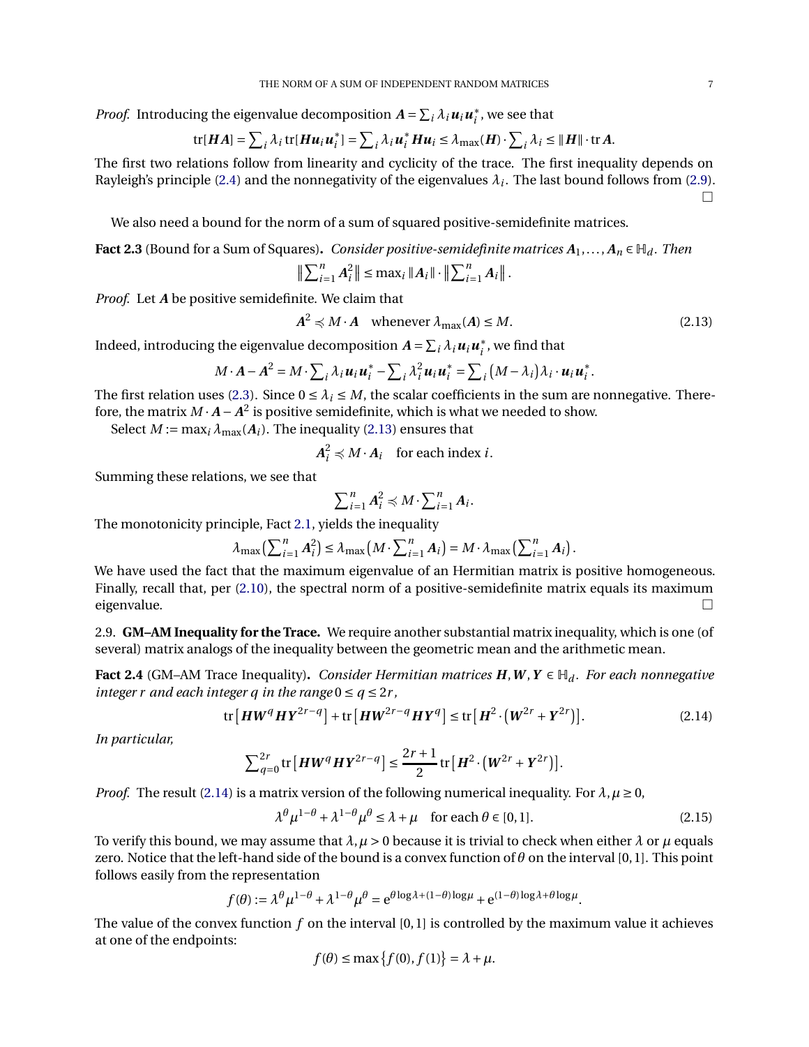*Proof.* Introducing the eigenvalue decomposition $\boldsymbol{A} = \sum_i \lambda_i \boldsymbol{u}_i \boldsymbol{u}_i^*$, we see that

$$\operatorname{tr}[\boldsymbol{HA}] = \sum_i \lambda_i \operatorname{tr}[\boldsymbol{H}\boldsymbol{u}_i \boldsymbol{u}_i^*] = \sum_i \lambda_i \boldsymbol{u}_i^* \boldsymbol{H}\boldsymbol{u}_i \le \lambda_{\max}(\boldsymbol{H}) \cdot \sum_i \lambda_i \le \|\boldsymbol{H}\| \cdot \operatorname{tr} \boldsymbol{A}.$$

The first two relations follow from linearity and cyclicity of the trace. The first inequality depends on Rayleigh's principle (2.4) and the nonnegativity of the eigenvalues $\lambda_i$. The last bound follows from (2.9). □

We also need a bound for the norm of a sum of squared positive-semidefinite matrices.

**Fact 2.3** (Bound for a Sum of Squares)**.** *Consider positive-semidefinite matrices $\boldsymbol{A}_1, \dots, \boldsymbol{A}_n \in \mathbb{H}_d$. Then*

$$\left\| \sum_{i=1}^n \boldsymbol{A}_i^2 \right\| \le \max_i \|\boldsymbol{A}_i\| \cdot \left\| \sum_{i=1}^n \boldsymbol{A}_i \right\|.$$

*Proof.* Let $\boldsymbol{A}$ be positive semidefinite. We claim that

$$\boldsymbol{A}^2 \preccurlyeq M \cdot \boldsymbol{A} \quad \text{whenever } \lambda_{\max}(\boldsymbol{A}) \le M. \tag{2.13}$$

Indeed, introducing the eigenvalue decomposition $\boldsymbol{A} = \sum_i \lambda_i \boldsymbol{u}_i \boldsymbol{u}_i^*$, we find that

$$M \cdot \boldsymbol{A} - \boldsymbol{A}^2 = M \cdot \sum_i \lambda_i \boldsymbol{u}_i \boldsymbol{u}_i^* - \sum_i \lambda_i^2 \boldsymbol{u}_i \boldsymbol{u}_i^* = \sum_i (M - \lambda_i)\lambda_i \cdot \boldsymbol{u}_i \boldsymbol{u}_i^*.$$

The first relation uses (2.3). Since $0 \le \lambda_i \le M$, the scalar coefficients in the sum are nonnegative. Therefore, the matrix $M \cdot \boldsymbol{A} - \boldsymbol{A}^2$ is positive semidefinite, which is what we needed to show.

Select $M := \max_i \lambda_{\max}(\boldsymbol{A}_i)$. The inequality (2.13) ensures that

$$\boldsymbol{A}_i^2 \preccurlyeq M \cdot \boldsymbol{A}_i \quad \text{for each index } i.$$

Summing these relations, we see that

$$\sum_{i=1}^n \boldsymbol{A}_i^2 \preccurlyeq M \cdot \sum_{i=1}^n \boldsymbol{A}_i.$$

The monotonicity principle, Fact 2.1, yields the inequality

$$\lambda_{\max}\left(\sum_{i=1}^n \boldsymbol{A}_i^2\right) \le \lambda_{\max}\left(M \cdot \sum_{i=1}^n \boldsymbol{A}_i\right) = M \cdot \lambda_{\max}\left(\sum_{i=1}^n \boldsymbol{A}_i\right).$$

We have used the fact that the maximum eigenvalue of an Hermitian matrix is positive homogeneous. Finally, recall that, per (2.10), the spectral norm of a positive-semidefinite matrix equals its maximum eigenvalue. □

2.9. **GM–AM Inequality for the Trace.** We require another substantial matrix inequality, which is one (of several) matrix analogs of the inequality between the geometric mean and the arithmetic mean.

**Fact 2.4** (GM–AM Trace Inequality)**.** *Consider Hermitian matrices $\boldsymbol{H}, \boldsymbol{W}, \boldsymbol{Y} \in \mathbb{H}_d$. For each nonnegative integer $r$ and each integer $q$ in the range $0 \le q \le 2r$,*

$$\operatorname{tr}\left[\boldsymbol{H}\boldsymbol{W}^q \boldsymbol{H}\boldsymbol{Y}^{2r-q}\right] + \operatorname{tr}\left[\boldsymbol{H}\boldsymbol{W}^{2r-q}\boldsymbol{H}\boldsymbol{Y}^q\right] \le \operatorname{tr}\left[\boldsymbol{H}^2 \cdot \left(\boldsymbol{W}^{2r} + \boldsymbol{Y}^{2r}\right)\right]. \tag{2.14}$$

*In particular,*

$$\sum_{q=0}^{2r} \operatorname{tr}\left[\boldsymbol{H}\boldsymbol{W}^q \boldsymbol{H}\boldsymbol{Y}^{2r-q}\right] \le \frac{2r+1}{2} \operatorname{tr}\left[\boldsymbol{H}^2 \cdot \left(\boldsymbol{W}^{2r} + \boldsymbol{Y}^{2r}\right)\right].$$

*Proof.* The result (2.14) is a matrix version of the following numerical inequality. For $\lambda, \mu \ge 0$,

$$\lambda^\theta \mu^{1-\theta} + \lambda^{1-\theta}\mu^\theta \le \lambda + \mu \quad \text{for each } \theta \in [0,1]. \tag{2.15}$$

To verify this bound, we may assume that $\lambda, \mu > 0$ because it is trivial to check when either $\lambda$ or $\mu$ equals zero. Notice that the left-hand side of the bound is a convex function of $\theta$ on the interval $[0,1]$. This point follows easily from the representation

$$f(\theta) := \lambda^\theta \mu^{1-\theta} + \lambda^{1-\theta}\mu^\theta = \mathrm{e}^{\theta \log \lambda + (1-\theta)\log \mu} + \mathrm{e}^{(1-\theta)\log\lambda + \theta \log \mu}.$$

The value of the convex function $f$ on the interval $[0,1]$ is controlled by the maximum value it achieves at one of the endpoints:

$$f(\theta) \le \max\{f(0), f(1)\} = \lambda + \mu.$$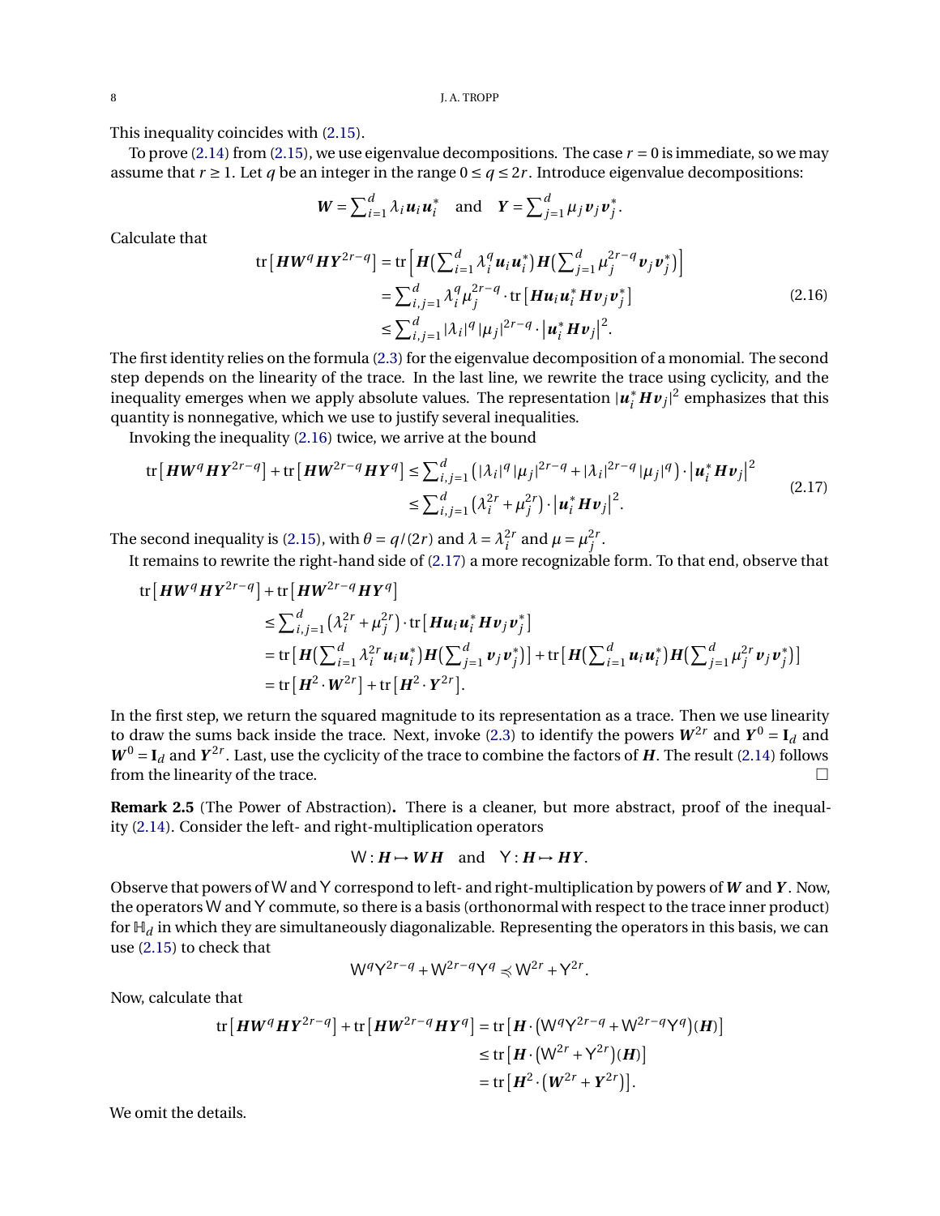This inequality coincides with (2.15).

To prove (2.14) from (2.15), we use eigenvalue decompositions. The case $r = 0$ is immediate, so we may assume that $r \geq 1$. Let $q$ be an integer in the range $0 \leq q \leq 2r$. Introduce eigenvalue decompositions:

$$\boldsymbol{W} = \sum_{i=1}^{d} \lambda_i \boldsymbol{u}_i \boldsymbol{u}_i^* \quad \text{and} \quad \boldsymbol{Y} = \sum_{j=1}^{d} \mu_j \boldsymbol{v}_j \boldsymbol{v}_j^*.$$

Calculate that

$$\begin{aligned}
\operatorname{tr}\left[\boldsymbol{H}\boldsymbol{W}^q \boldsymbol{H}\boldsymbol{Y}^{2r-q}\right] &= \operatorname{tr}\left[\boldsymbol{H}\big(\textstyle\sum_{i=1}^{d} \lambda_i^q \boldsymbol{u}_i \boldsymbol{u}_i^*\big)\boldsymbol{H}\big(\textstyle\sum_{j=1}^{d} \mu_j^{2r-q} \boldsymbol{v}_j \boldsymbol{v}_j^*\big)\right] \\
&= \textstyle\sum_{i,j=1}^{d} \lambda_i^q \mu_j^{2r-q} \cdot \operatorname{tr}\left[\boldsymbol{H}\boldsymbol{u}_i \boldsymbol{u}_i^* \boldsymbol{H}\boldsymbol{v}_j \boldsymbol{v}_j^*\right] \\
&\leq \textstyle\sum_{i,j=1}^{d} |\lambda_i|^q |\mu_j|^{2r-q} \cdot \left|\boldsymbol{u}_i^* \boldsymbol{H}\boldsymbol{v}_j\right|^2.
\end{aligned} \tag{2.16}$$

The first identity relies on the formula (2.3) for the eigenvalue decomposition of a monomial. The second step depends on the linearity of the trace. In the last line, we rewrite the trace using cyclicity, and the inequality emerges when we apply absolute values. The representation $|\boldsymbol{u}_i^* \boldsymbol{H}\boldsymbol{v}_j|^2$ emphasizes that this quantity is nonnegative, which we use to justify several inequalities.

Invoking the inequality (2.16) twice, we arrive at the bound

$$\begin{aligned}
\operatorname{tr}\left[\boldsymbol{H}\boldsymbol{W}^q \boldsymbol{H}\boldsymbol{Y}^{2r-q}\right] + \operatorname{tr}\left[\boldsymbol{H}\boldsymbol{W}^{2r-q} \boldsymbol{H}\boldsymbol{Y}^{q}\right] &\leq \textstyle\sum_{i,j=1}^{d} \left(|\lambda_i|^q |\mu_j|^{2r-q} + |\lambda_i|^{2r-q} |\mu_j|^q\right) \cdot \left|\boldsymbol{u}_i^* \boldsymbol{H}\boldsymbol{v}_j\right|^2 \\
&\leq \textstyle\sum_{i,j=1}^{d} \left(\lambda_i^{2r} + \mu_j^{2r}\right) \cdot \left|\boldsymbol{u}_i^* \boldsymbol{H}\boldsymbol{v}_j\right|^2.
\end{aligned} \tag{2.17}$$

The second inequality is (2.15), with $\theta = q/(2r)$ and $\lambda = \lambda_i^{2r}$ and $\mu = \mu_j^{2r}$.

It remains to rewrite the right-hand side of (2.17) a more recognizable form. To that end, observe that

$$\begin{aligned}
&\operatorname{tr}\left[\boldsymbol{H}\boldsymbol{W}^q \boldsymbol{H}\boldsymbol{Y}^{2r-q}\right] + \operatorname{tr}\left[\boldsymbol{H}\boldsymbol{W}^{2r-q} \boldsymbol{H}\boldsymbol{Y}^{q}\right] \\
&\qquad \leq \textstyle\sum_{i,j=1}^{d} \left(\lambda_i^{2r} + \mu_j^{2r}\right) \cdot \operatorname{tr}\left[\boldsymbol{H}\boldsymbol{u}_i \boldsymbol{u}_i^* \boldsymbol{H}\boldsymbol{v}_j \boldsymbol{v}_j^*\right] \\
&\qquad = \operatorname{tr}\left[\boldsymbol{H}\big(\textstyle\sum_{i=1}^{d} \lambda_i^{2r} \boldsymbol{u}_i \boldsymbol{u}_i^*\big)\boldsymbol{H}\big(\textstyle\sum_{j=1}^{d} \boldsymbol{v}_j \boldsymbol{v}_j^*\big)\right] + \operatorname{tr}\left[\boldsymbol{H}\big(\textstyle\sum_{i=1}^{d} \boldsymbol{u}_i \boldsymbol{u}_i^*\big)\boldsymbol{H}\big(\textstyle\sum_{j=1}^{d} \mu_j^{2r} \boldsymbol{v}_j \boldsymbol{v}_j^*\big)\right] \\
&\qquad = \operatorname{tr}\left[\boldsymbol{H}^2 \cdot \boldsymbol{W}^{2r}\right] + \operatorname{tr}\left[\boldsymbol{H}^2 \cdot \boldsymbol{Y}^{2r}\right].
\end{aligned}$$

In the first step, we return the squared magnitude to its representation as a trace. Then we use linearity to draw the sums back inside the trace. Next, invoke (2.3) to identify the powers $\boldsymbol{W}^{2r}$ and $\boldsymbol{Y}^0 = \mathbf{I}_d$ and $\boldsymbol{W}^0 = \mathbf{I}_d$ and $\boldsymbol{Y}^{2r}$. Last, use the cyclicity of the trace to combine the factors of $\boldsymbol{H}$. The result (2.14) follows from the linearity of the trace. □

**Remark 2.5** (The Power of Abstraction)**.** There is a cleaner, but more abstract, proof of the inequality (2.14). Consider the left- and right-multiplication operators

$$\mathsf{W} : \boldsymbol{H} \mapsto \boldsymbol{W}\boldsymbol{H} \quad \text{and} \quad \mathsf{Y} : \boldsymbol{H} \mapsto \boldsymbol{H}\boldsymbol{Y}.$$

Observe that powers of $\mathsf{W}$ and $\mathsf{Y}$ correspond to left- and right-multiplication by powers of $\boldsymbol{W}$ and $\boldsymbol{Y}$. Now, the operators $\mathsf{W}$ and $\mathsf{Y}$ commute, so there is a basis (orthonormal with respect to the trace inner product) for $\mathbb{H}_d$ in which they are simultaneously diagonalizable. Representing the operators in this basis, we can use (2.15) to check that

$$\mathsf{W}^q \mathsf{Y}^{2r-q} + \mathsf{W}^{2r-q} \mathsf{Y}^q \preccurlyeq \mathsf{W}^{2r} + \mathsf{Y}^{2r}.$$

Now, calculate that

$$\begin{aligned}
\operatorname{tr}\left[\boldsymbol{H}\boldsymbol{W}^q \boldsymbol{H}\boldsymbol{Y}^{2r-q}\right] + \operatorname{tr}\left[\boldsymbol{H}\boldsymbol{W}^{2r-q} \boldsymbol{H}\boldsymbol{Y}^{q}\right] &= \operatorname{tr}\left[\boldsymbol{H} \cdot \left(\mathsf{W}^q \mathsf{Y}^{2r-q} + \mathsf{W}^{2r-q} \mathsf{Y}^q\right)(\boldsymbol{H})\right] \\
&\leq \operatorname{tr}\left[\boldsymbol{H} \cdot \left(\mathsf{W}^{2r} + \mathsf{Y}^{2r}\right)(\boldsymbol{H})\right] \\
&= \operatorname{tr}\left[\boldsymbol{H}^2 \cdot \left(\boldsymbol{W}^{2r} + \boldsymbol{Y}^{2r}\right)\right].
\end{aligned}$$

We omit the details.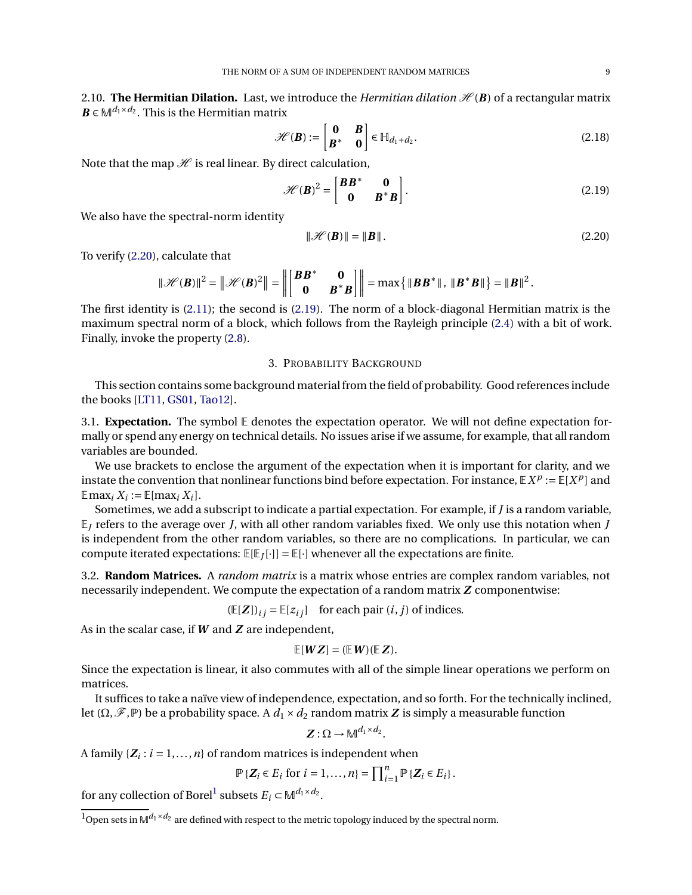2.10. **The Hermitian Dilation.** Last, we introduce the *Hermitian dilation* $\mathscr{H}(\boldsymbol{B})$ of a rectangular matrix $\boldsymbol{B} \in \mathbb{M}^{d_1 \times d_2}$. This is the Hermitian matrix

$$\mathscr{H}(\boldsymbol{B}) := \begin{bmatrix} \mathbf{0} & \boldsymbol{B} \\ \boldsymbol{B}^* & \mathbf{0} \end{bmatrix} \in \mathbb{H}_{d_1+d_2}. \tag{2.18}$$

Note that the map $\mathscr{H}$ is real linear. By direct calculation,

$$\mathscr{H}(\boldsymbol{B})^2 = \begin{bmatrix} \boldsymbol{B}\boldsymbol{B}^* & \mathbf{0} \\ \mathbf{0} & \boldsymbol{B}^*\boldsymbol{B} \end{bmatrix}. \tag{2.19}$$

We also have the spectral-norm identity

$$\|\mathscr{H}(\boldsymbol{B})\| = \|\boldsymbol{B}\|. \tag{2.20}$$

To verify (2.20), calculate that

$$\|\mathscr{H}(\boldsymbol{B})\|^2 = \left\|\mathscr{H}(\boldsymbol{B})^2\right\| = \left\| \begin{bmatrix} \boldsymbol{B}\boldsymbol{B}^* & \mathbf{0} \\ \mathbf{0} & \boldsymbol{B}^*\boldsymbol{B} \end{bmatrix} \right\| = \max\left\{ \|\boldsymbol{B}\boldsymbol{B}^*\|,\ \|\boldsymbol{B}^*\boldsymbol{B}\| \right\} = \|\boldsymbol{B}\|^2.$$

The first identity is (2.11); the second is (2.19). The norm of a block-diagonal Hermitian matrix is the maximum spectral norm of a block, which follows from the Rayleigh principle (2.4) with a bit of work. Finally, invoke the property (2.8).

## 3. Probability Background

This section contains some background material from the field of probability. Good references include the books [LT11, GS01, Tao12].

3.1. **Expectation.** The symbol $\mathbb{E}$ denotes the expectation operator. We will not define expectation formally or spend any energy on technical details. No issues arise if we assume, for example, that all random variables are bounded.

We use brackets to enclose the argument of the expectation when it is important for clarity, and we instate the convention that nonlinear functions bind before expectation. For instance, $\mathbb{E}\, X^p := \mathbb{E}[X^p]$ and $\mathbb{E}\max_i X_i := \mathbb{E}[\max_i X_i]$.

Sometimes, we add a subscript to indicate a partial expectation. For example, if $J$ is a random variable, $\mathbb{E}_J$ refers to the average over $J$, with all other random variables fixed. We only use this notation when $J$ is independent from the other random variables, so there are no complications. In particular, we can compute iterated expectations: $\mathbb{E}[\mathbb{E}_J[\cdot]] = \mathbb{E}[\cdot]$ whenever all the expectations are finite.

3.2. **Random Matrices.** A *random matrix* is a matrix whose entries are complex random variables, not necessarily independent. We compute the expectation of a random matrix $\boldsymbol{Z}$ componentwise:

$$(\mathbb{E}[\boldsymbol{Z}])_{ij} = \mathbb{E}[z_{ij}] \quad \text{for each pair } (i,j) \text{ of indices.}$$

As in the scalar case, if $\boldsymbol{W}$ and $\boldsymbol{Z}$ are independent,

$$\mathbb{E}[\boldsymbol{W}\boldsymbol{Z}] = (\mathbb{E}\,\boldsymbol{W})(\mathbb{E}\,\boldsymbol{Z}).$$

Since the expectation is linear, it also commutes with all of the simple linear operations we perform on matrices.

It suffices to take a naïve view of independence, expectation, and so forth. For the technically inclined, let $(\Omega, \mathscr{F}, \mathbb{P})$ be a probability space. A $d_1 \times d_2$ random matrix $\boldsymbol{Z}$ is simply a measurable function

$$\boldsymbol{Z} : \Omega \to \mathbb{M}^{d_1 \times d_2}.$$

A family $\{\boldsymbol{Z}_i : i = 1, \dots, n\}$ of random matrices is independent when

$$\mathbb{P}\{\boldsymbol{Z}_i \in E_i \text{ for } i = 1, \dots, n\} = \prod_{i=1}^n \mathbb{P}\{\boldsymbol{Z}_i \in E_i\}.$$

for any collection of Borel[1] subsets $E_i \subset \mathbb{M}^{d_1 \times d_2}$.

[1] Open sets in $\mathbb{M}^{d_1 \times d_2}$ are defined with respect to the metric topology induced by the spectral norm.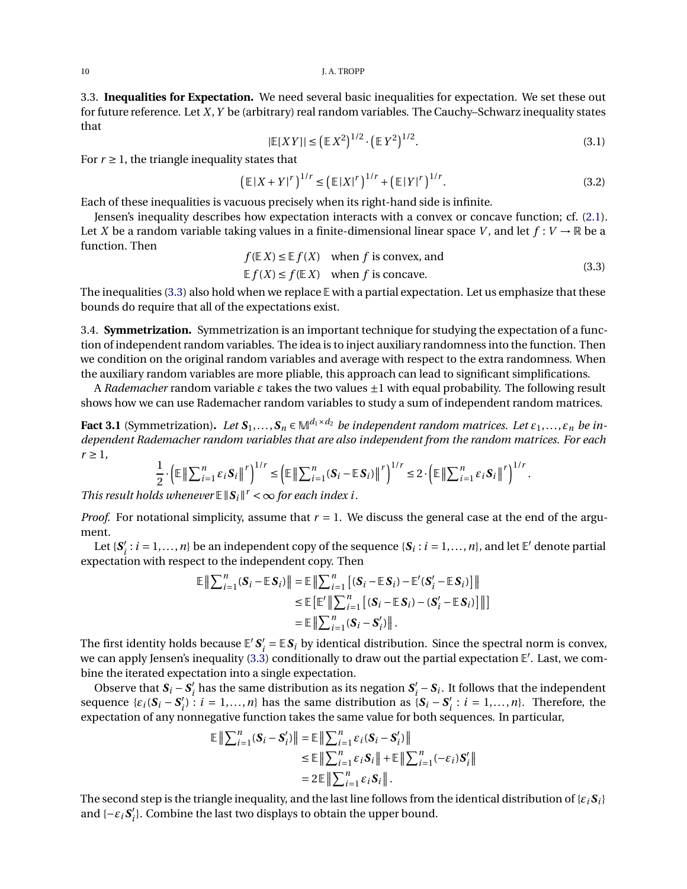### 3.3. Inequalities for Expectation.

We need several basic inequalities for expectation. We set these out for future reference. Let $X, Y$ be (arbitrary) real random variables. The Cauchy–Schwarz inequality states that

$$|\mathbb{E}[XY]| \le \left(\mathbb{E}\, X^2\right)^{1/2} \cdot \left(\mathbb{E}\, Y^2\right)^{1/2}. \tag{3.1}$$

For $r \ge 1$, the triangle inequality states that

$$\left(\mathbb{E}\,|X+Y|^r\right)^{1/r} \le \left(\mathbb{E}\,|X|^r\right)^{1/r} + \left(\mathbb{E}\,|Y|^r\right)^{1/r}. \tag{3.2}$$

Each of these inequalities is vacuous precisely when its right-hand side is infinite.

Jensen's inequality describes how expectation interacts with a convex or concave function; cf. (2.1). Let $X$ be a random variable taking values in a finite-dimensional linear space $V$, and let $f : V \to \mathbb{R}$ be a function. Then

$$\begin{aligned} f(\mathbb{E}\,X) &\le \mathbb{E}\, f(X) \quad \text{when } f \text{ is convex, and} \\ \mathbb{E}\, f(X) &\le f(\mathbb{E}\,X) \quad \text{when } f \text{ is concave.} \end{aligned} \tag{3.3}$$

The inequalities (3.3) also hold when we replace $\mathbb{E}$ with a partial expectation. Let us emphasize that these bounds do require that all of the expectations exist.

### 3.4. Symmetrization.

Symmetrization is an important technique for studying the expectation of a function of independent random variables. The idea is to inject auxiliary randomness into the function. Then we condition on the original random variables and average with respect to the extra randomness. When the auxiliary random variables are more pliable, this approach can lead to significant simplifications.

A *Rademacher* random variable $\varepsilon$ takes the two values $\pm 1$ with equal probability. The following result shows how we can use Rademacher random variables to study a sum of independent random matrices.

**Fact 3.1** (Symmetrization). *Let $\boldsymbol{S}_1, \dots, \boldsymbol{S}_n \in \mathbb{M}^{d_1 \times d_2}$ be independent random matrices. Let $\varepsilon_1, \dots, \varepsilon_n$ be independent Rademacher random variables that are also independent from the random matrices. For each $r \ge 1$,*

$$\frac{1}{2} \cdot \left(\mathbb{E}\left\| \sum_{i=1}^n \varepsilon_i \boldsymbol{S}_i \right\|^r\right)^{1/r} \le \left(\mathbb{E}\left\| \sum_{i=1}^n (\boldsymbol{S}_i - \mathbb{E}\,\boldsymbol{S}_i) \right\|^r\right)^{1/r} \le 2 \cdot \left(\mathbb{E}\left\| \sum_{i=1}^n \varepsilon_i \boldsymbol{S}_i \right\|^r\right)^{1/r}.$$

*This result holds whenever $\mathbb{E}\,\|\boldsymbol{S}_i\|^r < \infty$ for each index $i$.*

*Proof.* For notational simplicity, assume that $r = 1$. We discuss the general case at the end of the argument.

Let $\{\boldsymbol{S}_i' : i = 1, \dots, n\}$ be an independent copy of the sequence $\{\boldsymbol{S}_i : i = 1, \dots, n\}$, and let $\mathbb{E}'$ denote partial expectation with respect to the independent copy. Then

$$\begin{aligned} \mathbb{E}\left\| \sum_{i=1}^n (\boldsymbol{S}_i - \mathbb{E}\,\boldsymbol{S}_i) \right\| &= \mathbb{E}\left\| \sum_{i=1}^n \left[ (\boldsymbol{S}_i - \mathbb{E}\,\boldsymbol{S}_i) - \mathbb{E}'(\boldsymbol{S}_i' - \mathbb{E}\,\boldsymbol{S}_i) \right] \right\| \\ &\le \mathbb{E}\left[ \mathbb{E}' \left\| \sum_{i=1}^n \left[ (\boldsymbol{S}_i - \mathbb{E}\,\boldsymbol{S}_i) - (\boldsymbol{S}_i' - \mathbb{E}\,\boldsymbol{S}_i) \right] \right\| \right] \\ &= \mathbb{E}\left\| \sum_{i=1}^n (\boldsymbol{S}_i - \boldsymbol{S}_i') \right\|. \end{aligned}$$

The first identity holds because $\mathbb{E}'\,\boldsymbol{S}_i' = \mathbb{E}\,\boldsymbol{S}_i$ by identical distribution. Since the spectral norm is convex, we can apply Jensen's inequality (3.3) conditionally to draw out the partial expectation $\mathbb{E}'$. Last, we combine the iterated expectation into a single expectation.

Observe that $\boldsymbol{S}_i - \boldsymbol{S}_i'$ has the same distribution as its negation $\boldsymbol{S}_i' - \boldsymbol{S}_i$. It follows that the independent sequence $\{\varepsilon_i(\boldsymbol{S}_i - \boldsymbol{S}_i') : i = 1, \dots, n\}$ has the same distribution as $\{\boldsymbol{S}_i - \boldsymbol{S}_i' : i = 1, \dots, n\}$. Therefore, the expectation of any nonnegative function takes the same value for both sequences. In particular,

$$\begin{aligned} \mathbb{E}\left\| \sum_{i=1}^n (\boldsymbol{S}_i - \boldsymbol{S}_i') \right\| &= \mathbb{E}\left\| \sum_{i=1}^n \varepsilon_i (\boldsymbol{S}_i - \boldsymbol{S}_i') \right\| \\ &\le \mathbb{E}\left\| \sum_{i=1}^n \varepsilon_i \boldsymbol{S}_i \right\| + \mathbb{E}\left\| \sum_{i=1}^n (-\varepsilon_i) \boldsymbol{S}_i' \right\| \\ &= 2\,\mathbb{E}\left\| \sum_{i=1}^n \varepsilon_i \boldsymbol{S}_i \right\|. \end{aligned}$$

The second step is the triangle inequality, and the last line follows from the identical distribution of $\{\varepsilon_i \boldsymbol{S}_i\}$ and $\{-\varepsilon_i \boldsymbol{S}_i'\}$. Combine the last two displays to obtain the upper bound.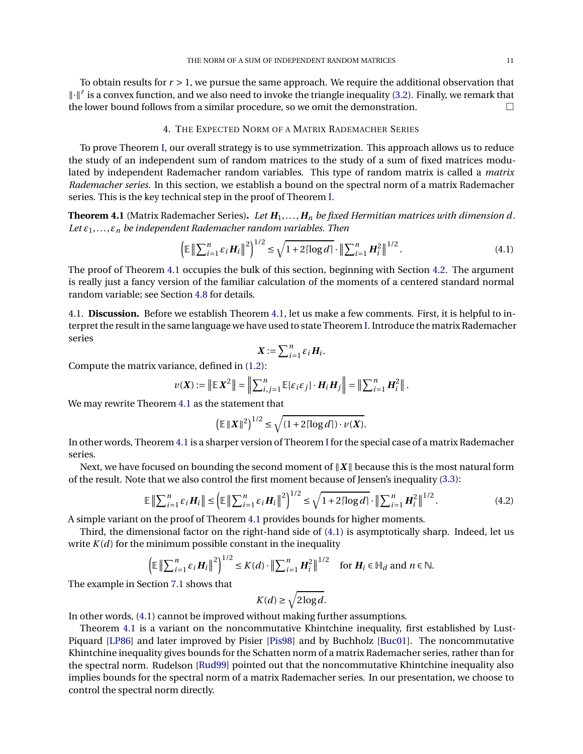To obtain results for $r > 1$, we pursue the same approach. We require the additional observation that $\|\cdot\|^r$ is a convex function, and we also need to invoke the triangle inequality (3.2). Finally, we remark that the lower bound follows from a similar procedure, so we omit the demonstration. □

## 4. The Expected Norm of a Matrix Rademacher Series

To prove Theorem I, our overall strategy is to use symmetrization. This approach allows us to reduce the study of an independent sum of random matrices to the study of a sum of fixed matrices modulated by independent Rademacher random variables. This type of random matrix is called a *matrix Rademacher series*. In this section, we establish a bound on the spectral norm of a matrix Rademacher series. This is the key technical step in the proof of Theorem I.

**Theorem 4.1** (Matrix Rademacher Series)**.** *Let $\boldsymbol{H}_1, \dots, \boldsymbol{H}_n$ be fixed Hermitian matrices with dimension $d$. Let $\varepsilon_1, \dots, \varepsilon_n$ be independent Rademacher random variables. Then*

$$\left(\mathbb{E}\left\|\sum_{i=1}^n \varepsilon_i \boldsymbol{H}_i\right\|^2\right)^{1/2} \leq \sqrt{1 + 2\lceil \log d \rceil} \cdot \left\|\sum_{i=1}^n \boldsymbol{H}_i^2\right\|^{1/2}. \tag{4.1}$$

The proof of Theorem 4.1 occupies the bulk of this section, beginning with Section 4.2. The argument is really just a fancy version of the familiar calculation of the moments of a centered standard normal random variable; see Section 4.8 for details.

4.1. **Discussion.** Before we establish Theorem 4.1, let us make a few comments. First, it is helpful to interpret the result in the same language we have used to state Theorem I. Introduce the matrix Rademacher series

$$\boldsymbol{X} := \sum_{i=1}^n \varepsilon_i \boldsymbol{H}_i.$$

Compute the matrix variance, defined in (1.2):

$$v(\boldsymbol{X}) := \left\|\mathbb{E}\,\boldsymbol{X}^2\right\| = \left\|\sum_{i,j=1}^n \mathbb{E}[\varepsilon_i \varepsilon_j] \cdot \boldsymbol{H}_i \boldsymbol{H}_j\right\| = \left\|\sum_{i=1}^n \boldsymbol{H}_i^2\right\|.$$

We may rewrite Theorem 4.1 as the statement that

$$\left(\mathbb{E}\,\|\boldsymbol{X}\|^2\right)^{1/2} \leq \sqrt{(1 + 2\lceil \log d \rceil) \cdot v(\boldsymbol{X})}.$$

In other words, Theorem 4.1 is a sharper version of Theorem I for the special case of a matrix Rademacher series.

Next, we have focused on bounding the second moment of $\|\boldsymbol{X}\|$ because this is the most natural form of the result. Note that we also control the first moment because of Jensen's inequality (3.3):

$$\mathbb{E}\left\|\sum_{i=1}^n \varepsilon_i \boldsymbol{H}_i\right\| \leq \left(\mathbb{E}\left\|\sum_{i=1}^n \varepsilon_i \boldsymbol{H}_i\right\|^2\right)^{1/2} \leq \sqrt{1 + 2\lceil \log d \rceil} \cdot \left\|\sum_{i=1}^n \boldsymbol{H}_i^2\right\|^{1/2}. \tag{4.2}$$

A simple variant on the proof of Theorem 4.1 provides bounds for higher moments.

Third, the dimensional factor on the right-hand side of (4.1) is asymptotically sharp. Indeed, let us write $K(d)$ for the minimum possible constant in the inequality

$$\left(\mathbb{E}\left\|\sum_{i=1}^n \varepsilon_i \boldsymbol{H}_i\right\|^2\right)^{1/2} \leq K(d) \cdot \left\|\sum_{i=1}^n \boldsymbol{H}_i^2\right\|^{1/2} \quad \text{for } \boldsymbol{H}_i \in \mathbb{H}_d \text{ and } n \in \mathbb{N}.$$

The example in Section 7.1 shows that

$$K(d) \geq \sqrt{2 \log d}.$$

In other words, (4.1) cannot be improved without making further assumptions.

Theorem 4.1 is a variant on the noncommutative Khintchine inequality, first established by Lust-Piquard [LP86] and later improved by Pisier [Pis98] and by Buchholz [Buc01]. The noncommutative Khintchine inequality gives bounds for the Schatten norm of a matrix Rademacher series, rather than for the spectral norm. Rudelson [Rud99] pointed out that the noncommutative Khintchine inequality also implies bounds for the spectral norm of a matrix Rademacher series. In our presentation, we choose to control the spectral norm directly.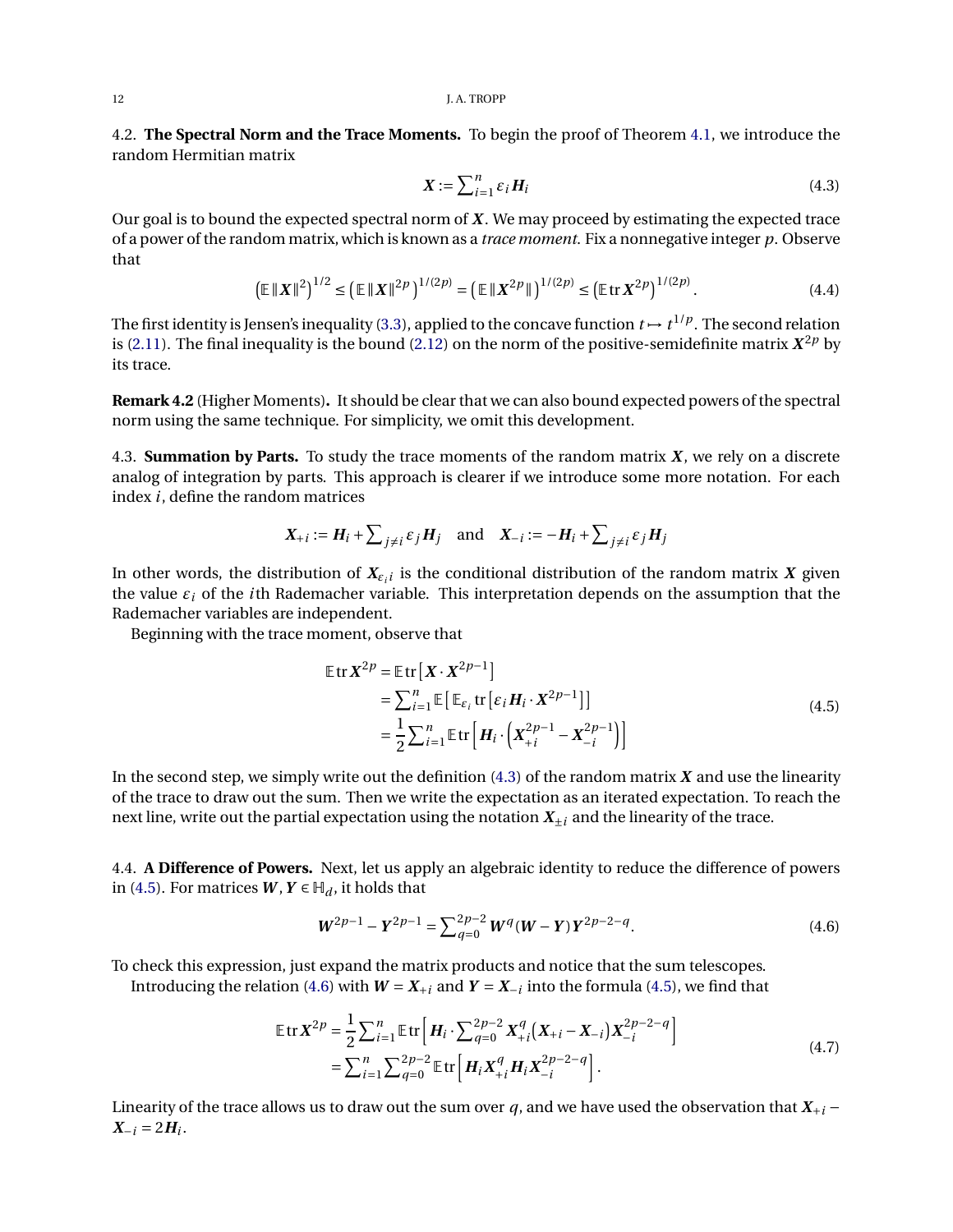### 4.2. **The Spectral Norm and the Trace Moments.**

To begin the proof of Theorem 4.1, we introduce the random Hermitian matrix

$$\boldsymbol{X} := \sum_{i=1}^{n} \varepsilon_i \boldsymbol{H}_i \tag{4.3}$$

Our goal is to bound the expected spectral norm of $\boldsymbol{X}$. We may proceed by estimating the expected trace of a power of the random matrix, which is known as a *trace moment*. Fix a nonnegative integer $p$. Observe that

$$\left(\mathbb{E}\,\|\boldsymbol{X}\|^2\right)^{1/2} \le \left(\mathbb{E}\,\|\boldsymbol{X}\|^{2p}\right)^{1/(2p)} = \left(\mathbb{E}\,\|\boldsymbol{X}^{2p}\|\right)^{1/(2p)} \le \left(\mathbb{E}\operatorname{tr}\boldsymbol{X}^{2p}\right)^{1/(2p)}. \tag{4.4}$$

The first identity is Jensen's inequality (3.3), applied to the concave function $t \mapsto t^{1/p}$. The second relation is (2.11). The final inequality is the bound (2.12) on the norm of the positive-semidefinite matrix $\boldsymbol{X}^{2p}$ by its trace.

**Remark 4.2** (Higher Moments)**.** It should be clear that we can also bound expected powers of the spectral norm using the same technique. For simplicity, we omit this development.

### 4.3. **Summation by Parts.**

To study the trace moments of the random matrix $\boldsymbol{X}$, we rely on a discrete analog of integration by parts. This approach is clearer if we introduce some more notation. For each index $i$, define the random matrices

$$\boldsymbol{X}_{+i} := \boldsymbol{H}_i + \sum_{j \ne i} \varepsilon_j \boldsymbol{H}_j \quad \text{and} \quad \boldsymbol{X}_{-i} := -\boldsymbol{H}_i + \sum_{j \ne i} \varepsilon_j \boldsymbol{H}_j$$

In other words, the distribution of $\boldsymbol{X}_{\varepsilon_i i}$ is the conditional distribution of the random matrix $\boldsymbol{X}$ given the value $\varepsilon_i$ of the $i$th Rademacher variable. This interpretation depends on the assumption that the Rademacher variables are independent.

Beginning with the trace moment, observe that

$$\begin{aligned}
\mathbb{E}\operatorname{tr}\boldsymbol{X}^{2p} &= \mathbb{E}\operatorname{tr}\left[\boldsymbol{X}\cdot\boldsymbol{X}^{2p-1}\right] \\
&= \sum_{i=1}^{n} \mathbb{E}\left[\mathbb{E}_{\varepsilon_i}\operatorname{tr}\left[\varepsilon_i \boldsymbol{H}_i \cdot \boldsymbol{X}^{2p-1}\right]\right] \\
&= \frac{1}{2}\sum_{i=1}^{n} \mathbb{E}\operatorname{tr}\left[\boldsymbol{H}_i \cdot \left(\boldsymbol{X}_{+i}^{2p-1} - \boldsymbol{X}_{-i}^{2p-1}\right)\right]
\end{aligned} \tag{4.5}$$

In the second step, we simply write out the definition (4.3) of the random matrix $\boldsymbol{X}$ and use the linearity of the trace to draw out the sum. Then we write the expectation as an iterated expectation. To reach the next line, write out the partial expectation using the notation $\boldsymbol{X}_{\pm i}$ and the linearity of the trace.

### 4.4. **A Difference of Powers.**

Next, let us apply an algebraic identity to reduce the difference of powers in (4.5). For matrices $\boldsymbol{W}, \boldsymbol{Y} \in \mathbb{H}_d$, it holds that

$$\boldsymbol{W}^{2p-1} - \boldsymbol{Y}^{2p-1} = \sum_{q=0}^{2p-2} \boldsymbol{W}^q (\boldsymbol{W} - \boldsymbol{Y}) \boldsymbol{Y}^{2p-2-q}. \tag{4.6}$$

To check this expression, just expand the matrix products and notice that the sum telescopes.

Introducing the relation (4.6) with $\boldsymbol{W} = \boldsymbol{X}_{+i}$ and $\boldsymbol{Y} = \boldsymbol{X}_{-i}$ into the formula (4.5), we find that

$$\begin{aligned}
\mathbb{E}\operatorname{tr}\boldsymbol{X}^{2p} &= \frac{1}{2}\sum_{i=1}^{n} \mathbb{E}\operatorname{tr}\left[\boldsymbol{H}_i \cdot \sum_{q=0}^{2p-2} \boldsymbol{X}_{+i}^{q}\left(\boldsymbol{X}_{+i} - \boldsymbol{X}_{-i}\right)\boldsymbol{X}_{-i}^{2p-2-q}\right] \\
&= \sum_{i=1}^{n} \sum_{q=0}^{2p-2} \mathbb{E}\operatorname{tr}\left[\boldsymbol{H}_i \boldsymbol{X}_{+i}^{q} \boldsymbol{H}_i \boldsymbol{X}_{-i}^{2p-2-q}\right].
\end{aligned} \tag{4.7}$$

Linearity of the trace allows us to draw out the sum over $q$, and we have used the observation that $\boldsymbol{X}_{+i} - \boldsymbol{X}_{-i} = 2\boldsymbol{H}_i$.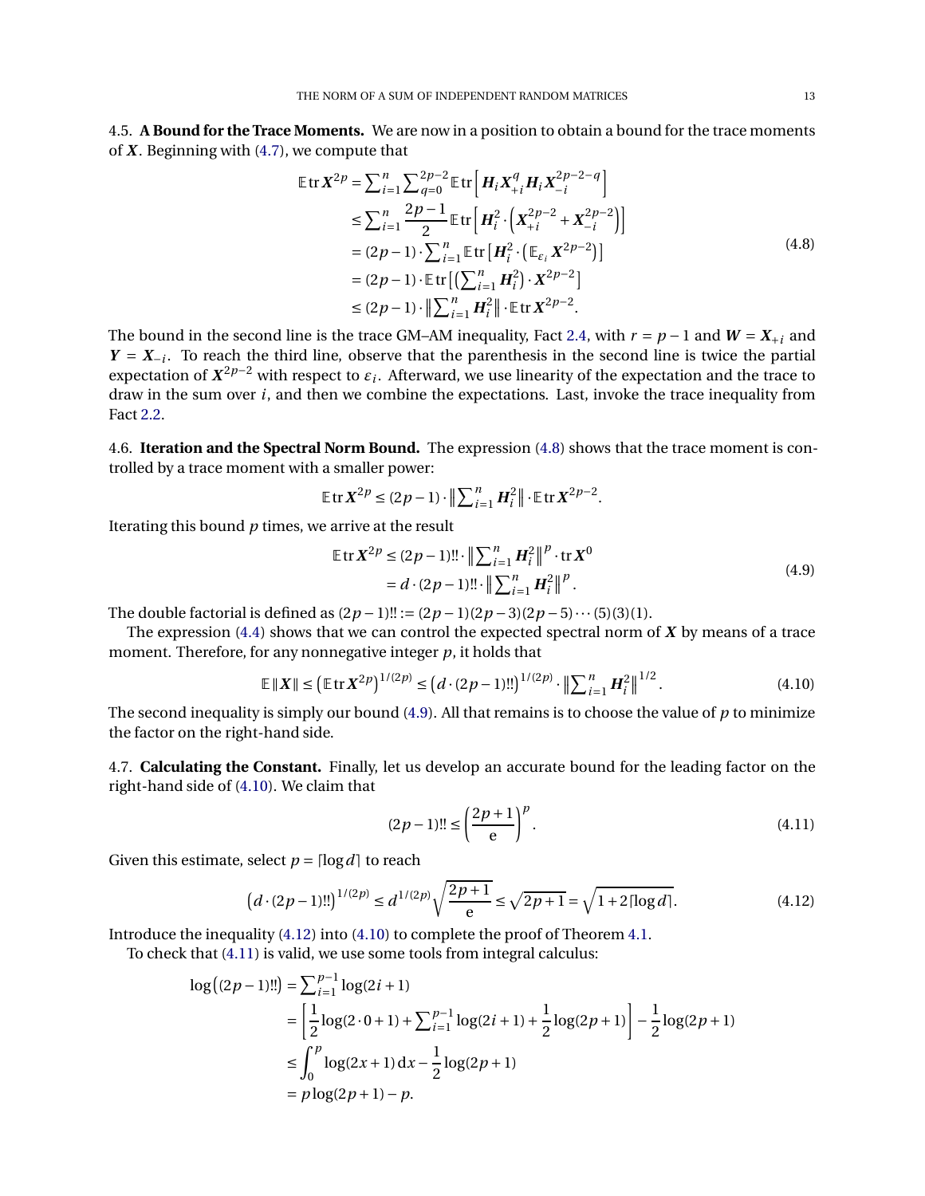4.5. **A Bound for the Trace Moments.** We are now in a position to obtain a bound for the trace moments of $\boldsymbol{X}$. Beginning with (4.7), we compute that

$$
\begin{aligned}
\mathbb{E}\operatorname{tr}\boldsymbol{X}^{2p} &= \sum_{i=1}^{n}\sum_{q=0}^{2p-2}\mathbb{E}\operatorname{tr}\left[\boldsymbol{H}_i\boldsymbol{X}_{+i}^{q}\boldsymbol{H}_i\boldsymbol{X}_{-i}^{2p-2-q}\right] \\
&\le \sum_{i=1}^{n}\frac{2p-1}{2}\mathbb{E}\operatorname{tr}\left[\boldsymbol{H}_i^2\cdot\left(\boldsymbol{X}_{+i}^{2p-2}+\boldsymbol{X}_{-i}^{2p-2}\right)\right] \\
&= (2p-1)\cdot\sum_{i=1}^{n}\mathbb{E}\operatorname{tr}\left[\boldsymbol{H}_i^2\cdot\left(\mathbb{E}_{\varepsilon_i}\boldsymbol{X}^{2p-2}\right)\right] \\
&= (2p-1)\cdot\mathbb{E}\operatorname{tr}\left[\left(\sum_{i=1}^{n}\boldsymbol{H}_i^2\right)\cdot\boldsymbol{X}^{2p-2}\right] \\
&\le (2p-1)\cdot\left\|\sum_{i=1}^{n}\boldsymbol{H}_i^2\right\|\cdot\mathbb{E}\operatorname{tr}\boldsymbol{X}^{2p-2}.
\end{aligned}
\tag{4.8}
$$

The bound in the second line is the trace GM–AM inequality, Fact 2.4, with $r=p-1$ and $\boldsymbol{W}=\boldsymbol{X}_{+i}$ and $\boldsymbol{Y}=\boldsymbol{X}_{-i}$. To reach the third line, observe that the parenthesis in the second line is twice the partial expectation of $\boldsymbol{X}^{2p-2}$ with respect to $\varepsilon_i$. Afterward, we use linearity of the expectation and the trace to draw in the sum over $i$, and then we combine the expectations. Last, invoke the trace inequality from Fact 2.2.

4.6. **Iteration and the Spectral Norm Bound.** The expression (4.8) shows that the trace moment is controlled by a trace moment with a smaller power:

$$
\mathbb{E}\operatorname{tr}\boldsymbol{X}^{2p} \le (2p-1)\cdot\left\|\sum_{i=1}^{n}\boldsymbol{H}_i^2\right\|\cdot\mathbb{E}\operatorname{tr}\boldsymbol{X}^{2p-2}.
$$

Iterating this bound $p$ times, we arrive at the result

$$
\begin{aligned}
\mathbb{E}\operatorname{tr}\boldsymbol{X}^{2p} &\le (2p-1)!!\cdot\left\|\sum_{i=1}^{n}\boldsymbol{H}_i^2\right\|^{p}\cdot\operatorname{tr}\boldsymbol{X}^{0} \\
&= d\cdot(2p-1)!!\cdot\left\|\sum_{i=1}^{n}\boldsymbol{H}_i^2\right\|^{p}.
\end{aligned}
\tag{4.9}
$$

The double factorial is defined as $(2p-1)!! := (2p-1)(2p-3)(2p-5)\cdots(5)(3)(1)$.

The expression (4.4) shows that we can control the expected spectral norm of $\boldsymbol{X}$ by means of a trace moment. Therefore, for any nonnegative integer $p$, it holds that

$$
\mathbb{E}\|\boldsymbol{X}\| \le \left(\mathbb{E}\operatorname{tr}\boldsymbol{X}^{2p}\right)^{1/(2p)} \le \left(d\cdot(2p-1)!!\right)^{1/(2p)}\cdot\left\|\sum_{i=1}^{n}\boldsymbol{H}_i^2\right\|^{1/2}.
\tag{4.10}
$$

The second inequality is simply our bound (4.9). All that remains is to choose the value of $p$ to minimize the factor on the right-hand side.

4.7. **Calculating the Constant.** Finally, let us develop an accurate bound for the leading factor on the right-hand side of (4.10). We claim that

$$
(2p-1)!! \le \left(\frac{2p+1}{\mathrm{e}}\right)^{p}.
\tag{4.11}
$$

Given this estimate, select $p=\lceil\log d\rceil$ to reach

$$
\left(d\cdot(2p-1)!!\right)^{1/(2p)} \le d^{1/(2p)}\sqrt{\frac{2p+1}{\mathrm{e}}} \le \sqrt{2p+1} = \sqrt{1+2\lceil\log d\rceil}.
\tag{4.12}
$$

Introduce the inequality (4.12) into (4.10) to complete the proof of Theorem 4.1.

To check that (4.11) is valid, we use some tools from integral calculus:

$$
\begin{aligned}
\log\left((2p-1)!!\right) &= \sum_{i=1}^{p-1}\log(2i+1) \\
&= \left[\frac{1}{2}\log(2\cdot 0+1)+\sum_{i=1}^{p-1}\log(2i+1)+\frac{1}{2}\log(2p+1)\right]-\frac{1}{2}\log(2p+1) \\
&\le \int_0^p \log(2x+1)\,\mathrm{d}x - \frac{1}{2}\log(2p+1) \\
&= p\log(2p+1)-p.
\end{aligned}
$$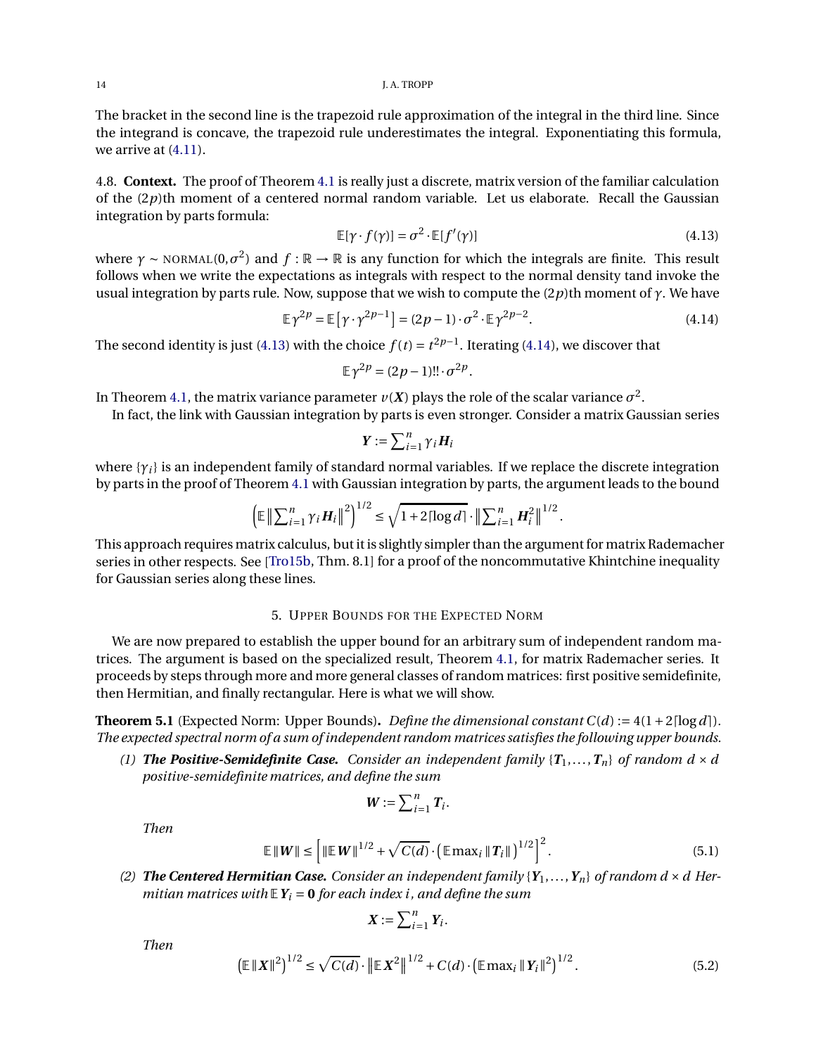The bracket in the second line is the trapezoid rule approximation of the integral in the third line. Since the integrand is concave, the trapezoid rule underestimates the integral. Exponentiating this formula, we arrive at (4.11).

4.8. **Context.** The proof of Theorem 4.1 is really just a discrete, matrix version of the familiar calculation of the $(2p)$th moment of a centered normal random variable. Let us elaborate. Recall the Gaussian integration by parts formula:

$$\mathbb{E}[\gamma \cdot f(\gamma)] = \sigma^2 \cdot \mathbb{E}[f'(\gamma)] \tag{4.13}$$

where $\gamma \sim \text{NORMAL}(0, \sigma^2)$ and $f : \mathbb{R} \to \mathbb{R}$ is any function for which the integrals are finite. This result follows when we write the expectations as integrals with respect to the normal density tand invoke the usual integration by parts rule. Now, suppose that we wish to compute the $(2p)$th moment of $\gamma$. We have

$$\mathbb{E}\,\gamma^{2p} = \mathbb{E}\big[\gamma \cdot \gamma^{2p-1}\big] = (2p-1) \cdot \sigma^2 \cdot \mathbb{E}\,\gamma^{2p-2}. \tag{4.14}$$

The second identity is just (4.13) with the choice $f(t) = t^{2p-1}$. Iterating (4.14), we discover that

$$\mathbb{E}\,\gamma^{2p} = (2p-1)!! \cdot \sigma^{2p}.$$

In Theorem 4.1, the matrix variance parameter $v(\boldsymbol{X})$ plays the role of the scalar variance $\sigma^2$.

In fact, the link with Gaussian integration by parts is even stronger. Consider a matrix Gaussian series

$$\boldsymbol{Y} := \sum_{i=1}^{n} \gamma_i \boldsymbol{H}_i$$

where $\{\gamma_i\}$ is an independent family of standard normal variables. If we replace the discrete integration by parts in the proof of Theorem 4.1 with Gaussian integration by parts, the argument leads to the bound

$$\left(\mathbb{E}\,\big\|\sum_{i=1}^{n} \gamma_i \boldsymbol{H}_i\big\|^2\right)^{1/2} \le \sqrt{1 + 2\lceil \log d \rceil} \cdot \big\|\sum_{i=1}^{n} \boldsymbol{H}_i^2\big\|^{1/2}.$$

This approach requires matrix calculus, but it is slightly simpler than the argument for matrix Rademacher series in other respects. See [Tro15b, Thm. 8.1] for a proof of the noncommutative Khintchine inequality for Gaussian series along these lines.

## 5. Upper Bounds for the Expected Norm

We are now prepared to establish the upper bound for an arbitrary sum of independent random matrices. The argument is based on the specialized result, Theorem 4.1, for matrix Rademacher series. It proceeds by steps through more and more general classes of random matrices: first positive semidefinite, then Hermitian, and finally rectangular. Here is what we will show.

**Theorem 5.1** (Expected Norm: Upper Bounds)**.** *Define the dimensional constant $C(d) := 4(1 + 2\lceil \log d \rceil)$. The expected spectral norm of a sum of independent random matrices satisfies the following upper bounds.*

*(1)* ***The Positive-Semidefinite Case.*** *Consider an independent family $\{\boldsymbol{T}_1, \dots, \boldsymbol{T}_n\}$ of random $d \times d$ positive-semidefinite matrices, and define the sum*

$$\boldsymbol{W} := \sum_{i=1}^{n} \boldsymbol{T}_i.$$

*Then*

$$\mathbb{E}\,\|\boldsymbol{W}\| \le \left[\|\mathbb{E}\,\boldsymbol{W}\|^{1/2} + \sqrt{C(d)} \cdot \big(\mathbb{E} \max_i \|\boldsymbol{T}_i\|\big)^{1/2}\right]^2. \tag{5.1}$$

*(2)* ***The Centered Hermitian Case.*** *Consider an independent family $\{\boldsymbol{Y}_1, \dots, \boldsymbol{Y}_n\}$ of random $d \times d$ Hermitian matrices with $\mathbb{E}\,\boldsymbol{Y}_i = \boldsymbol{0}$ for each index $i$, and define the sum*

$$\boldsymbol{X} := \sum_{i=1}^{n} \boldsymbol{Y}_i.$$

*Then*

$$\big(\mathbb{E}\,\|\boldsymbol{X}\|^2\big)^{1/2} \le \sqrt{C(d)} \cdot \big\|\mathbb{E}\,\boldsymbol{X}^2\big\|^{1/2} + C(d) \cdot \big(\mathbb{E} \max_i \|\boldsymbol{Y}_i\|^2\big)^{1/2}. \tag{5.2}$$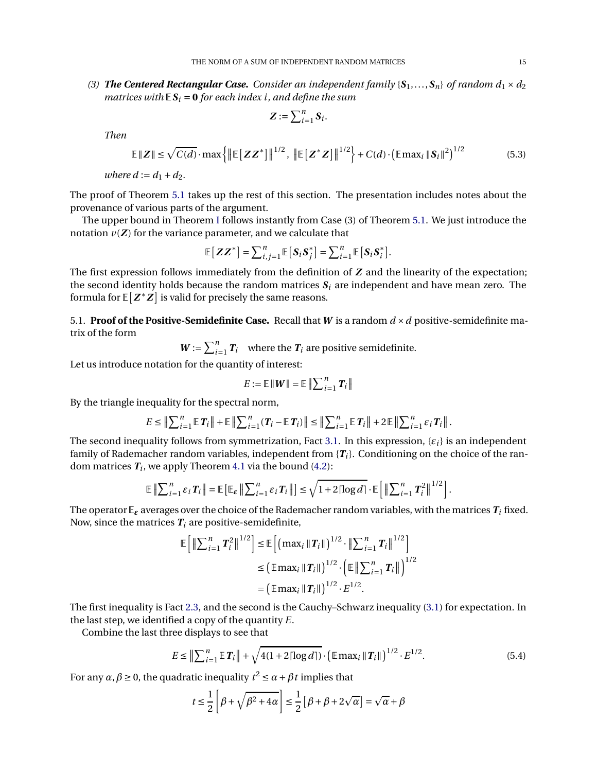(3) ***The Centered Rectangular Case.*** *Consider an independent family* $\{\boldsymbol{S}_1, \dots, \boldsymbol{S}_n\}$ *of random* $d_1 \times d_2$ *matrices with* $\mathbb{E}\, \boldsymbol{S}_i = \mathbf{0}$ *for each index* $i$*, and define the sum*

$$\boldsymbol{Z} := \sum_{i=1}^n \boldsymbol{S}_i.$$

*Then*

$$\mathbb{E}\, \|\boldsymbol{Z}\| \le \sqrt{C(d)} \cdot \max\left\{ \left\| \mathbb{E}\left[\boldsymbol{Z}\boldsymbol{Z}^*\right] \right\|^{1/2},\ \left\| \mathbb{E}\left[\boldsymbol{Z}^*\boldsymbol{Z}\right] \right\|^{1/2} \right\} + C(d) \cdot \left( \mathbb{E} \max_i \|\boldsymbol{S}_i\|^2 \right)^{1/2} \tag{5.3}$$

*where* $d := d_1 + d_2$.

The proof of Theorem 5.1 takes up the rest of this section. The presentation includes notes about the provenance of various parts of the argument.

The upper bound in Theorem I follows instantly from Case (3) of Theorem 5.1. We just introduce the notation $v(\boldsymbol{Z})$ for the variance parameter, and we calculate that

$$\mathbb{E}\left[\boldsymbol{Z}\boldsymbol{Z}^*\right] = \sum_{i,j=1}^n \mathbb{E}\left[\boldsymbol{S}_i \boldsymbol{S}_j^*\right] = \sum_{i=1}^n \mathbb{E}\left[\boldsymbol{S}_i \boldsymbol{S}_i^*\right].$$

The first expression follows immediately from the definition of $\boldsymbol{Z}$ and the linearity of the expectation; the second identity holds because the random matrices $\boldsymbol{S}_i$ are independent and have mean zero. The formula for $\mathbb{E}\left[\boldsymbol{Z}^*\boldsymbol{Z}\right]$ is valid for precisely the same reasons.

5.1. **Proof of the Positive-Semidefinite Case.** Recall that $\boldsymbol{W}$ is a random $d \times d$ positive-semidefinite matrix of the form

$$\boldsymbol{W} := \sum_{i=1}^n \boldsymbol{T}_i \quad \text{where the } \boldsymbol{T}_i \text{ are positive semidefinite.}$$

Let us introduce notation for the quantity of interest:

$$E := \mathbb{E}\, \|\boldsymbol{W}\| = \mathbb{E}\, \left\| \sum_{i=1}^n \boldsymbol{T}_i \right\|$$

By the triangle inequality for the spectral norm,

$$E \le \left\| \sum_{i=1}^n \mathbb{E}\, \boldsymbol{T}_i \right\| + \mathbb{E}\, \left\| \sum_{i=1}^n (\boldsymbol{T}_i - \mathbb{E}\, \boldsymbol{T}_i) \right\| \le \left\| \sum_{i=1}^n \mathbb{E}\, \boldsymbol{T}_i \right\| + 2\, \mathbb{E}\, \left\| \sum_{i=1}^n \varepsilon_i \boldsymbol{T}_i \right\|.$$

The second inequality follows from symmetrization, Fact 3.1. In this expression, $\{\varepsilon_i\}$ is an independent family of Rademacher random variables, independent from $\{\boldsymbol{T}_i\}$. Conditioning on the choice of the random matrices $\boldsymbol{T}_i$, we apply Theorem 4.1 via the bound (4.2):

$$\mathbb{E}\, \left\| \sum_{i=1}^n \varepsilon_i \boldsymbol{T}_i \right\| = \mathbb{E}\left[ \mathbb{E}_{\boldsymbol{\varepsilon}} \left\| \sum_{i=1}^n \varepsilon_i \boldsymbol{T}_i \right\| \right] \le \sqrt{1 + 2\lceil \log d \rceil} \cdot \mathbb{E}\left[ \left\| \sum_{i=1}^n \boldsymbol{T}_i^2 \right\|^{1/2} \right].$$

The operator $\mathbb{E}_{\boldsymbol{\varepsilon}}$ averages over the choice of the Rademacher random variables, with the matrices $\boldsymbol{T}_i$ fixed. Now, since the matrices $\boldsymbol{T}_i$ are positive-semidefinite,

$$\begin{aligned}
\mathbb{E}\left[ \left\| \sum_{i=1}^n \boldsymbol{T}_i^2 \right\|^{1/2} \right] &\le \mathbb{E}\left[ \left( \max_i \|\boldsymbol{T}_i\| \right)^{1/2} \cdot \left\| \sum_{i=1}^n \boldsymbol{T}_i \right\|^{1/2} \right] \\
&\le \left( \mathbb{E} \max_i \|\boldsymbol{T}_i\| \right)^{1/2} \cdot \left( \mathbb{E}\, \left\| \sum_{i=1}^n \boldsymbol{T}_i \right\| \right)^{1/2} \\
&= \left( \mathbb{E} \max_i \|\boldsymbol{T}_i\| \right)^{1/2} \cdot E^{1/2}.
\end{aligned}$$

The first inequality is Fact 2.3, and the second is the Cauchy–Schwarz inequality (3.1) for expectation. In the last step, we identified a copy of the quantity $E$.

Combine the last three displays to see that

$$E \le \left\| \sum_{i=1}^n \mathbb{E}\, \boldsymbol{T}_i \right\| + \sqrt{4(1 + 2\lceil \log d \rceil)} \cdot \left( \mathbb{E} \max_i \|\boldsymbol{T}_i\| \right)^{1/2} \cdot E^{1/2}. \tag{5.4}$$

For any $\alpha, \beta \ge 0$, the quadratic inequality $t^2 \le \alpha + \beta t$ implies that

$$t \le \frac{1}{2}\left[ \beta + \sqrt{\beta^2 + 4\alpha} \right] \le \frac{1}{2}\left[ \beta + \beta + 2\sqrt{\alpha} \right] = \sqrt{\alpha} + \beta$$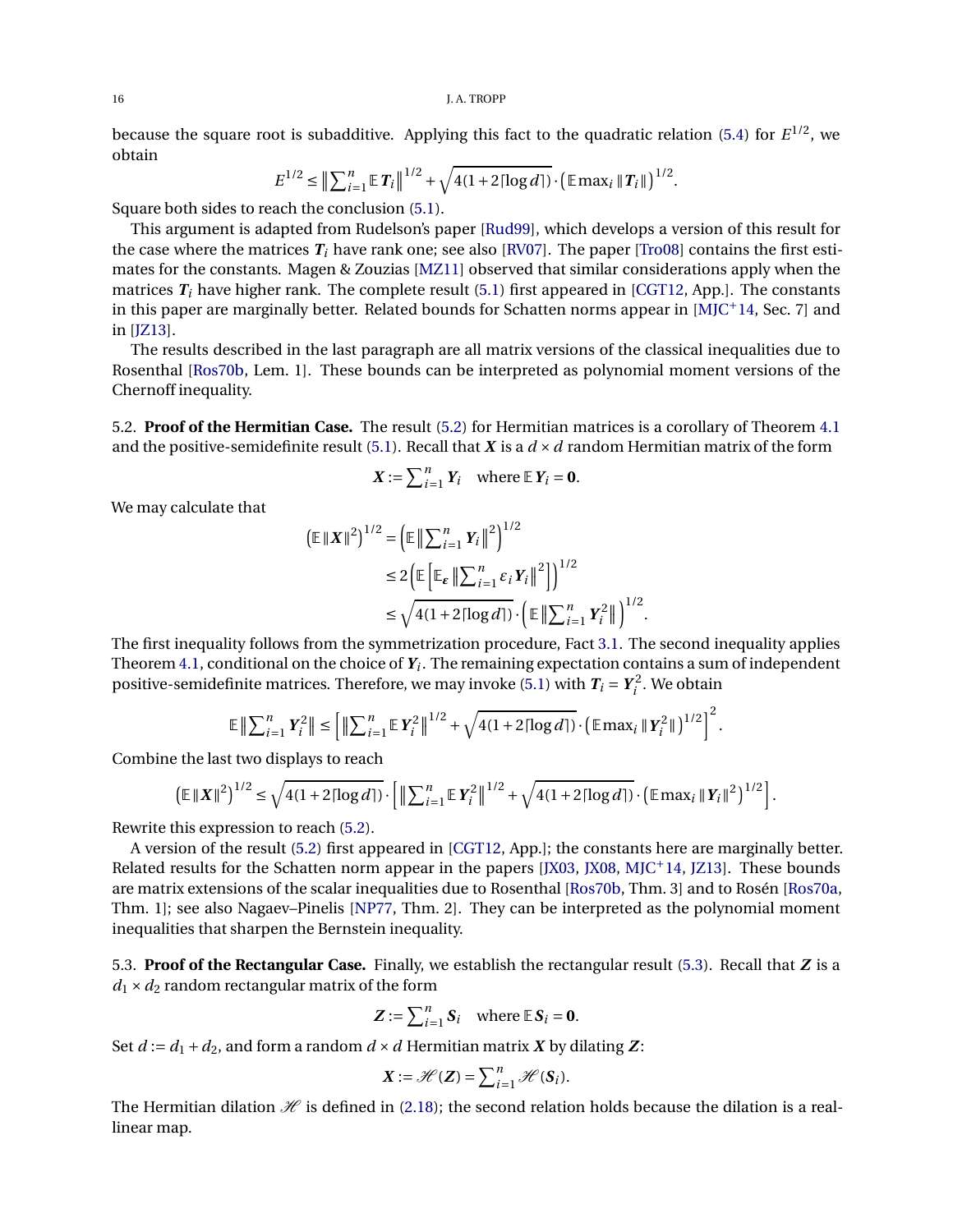because the square root is subadditive. Applying this fact to the quadratic relation (5.4) for $E^{1/2}$, we obtain

$$E^{1/2} \le \left\| \sum_{i=1}^n \mathbb{E}\, \boldsymbol{T}_i \right\|^{1/2} + \sqrt{4(1+2\lceil \log d \rceil)} \cdot \left( \mathbb{E} \max_i \| \boldsymbol{T}_i \| \right)^{1/2}.$$

Square both sides to reach the conclusion (5.1).

This argument is adapted from Rudelson's paper [Rud99], which develops a version of this result for the case where the matrices $\boldsymbol{T}_i$ have rank one; see also [RV07]. The paper [Tro08] contains the first estimates for the constants. Magen & Zouzias [MZ11] observed that similar considerations apply when the matrices $\boldsymbol{T}_i$ have higher rank. The complete result (5.1) first appeared in [CGT12, App.]. The constants in this paper are marginally better. Related bounds for Schatten norms appear in [MJC+14, Sec. 7] and in [JZ13].

The results described in the last paragraph are all matrix versions of the classical inequalities due to Rosenthal [Ros70b, Lem. 1]. These bounds can be interpreted as polynomial moment versions of the Chernoff inequality.

5.2. **Proof of the Hermitian Case.** The result (5.2) for Hermitian matrices is a corollary of Theorem 4.1 and the positive-semidefinite result (5.1). Recall that $\boldsymbol{X}$ is a $d \times d$ random Hermitian matrix of the form

$$\boldsymbol{X} := \sum_{i=1}^n \boldsymbol{Y}_i \quad \text{where } \mathbb{E}\, \boldsymbol{Y}_i = \mathbf{0}.$$

We may calculate that

$$\begin{aligned}
\left( \mathbb{E} \| \boldsymbol{X} \|^2 \right)^{1/2} &= \left( \mathbb{E} \left\| \sum_{i=1}^n \boldsymbol{Y}_i \right\|^2 \right)^{1/2} \\
&\le 2 \left( \mathbb{E} \left[ \mathbb{E}_{\boldsymbol{\varepsilon}} \left\| \sum_{i=1}^n \varepsilon_i \boldsymbol{Y}_i \right\|^2 \right] \right)^{1/2} \\
&\le \sqrt{4(1+2\lceil \log d \rceil)} \cdot \left( \mathbb{E} \left\| \sum_{i=1}^n \boldsymbol{Y}_i^2 \right\| \right)^{1/2}.
\end{aligned}$$

The first inequality follows from the symmetrization procedure, Fact 3.1. The second inequality applies Theorem 4.1, conditional on the choice of $\boldsymbol{Y}_i$. The remaining expectation contains a sum of independent positive-semidefinite matrices. Therefore, we may invoke (5.1) with $\boldsymbol{T}_i = \boldsymbol{Y}_i^2$. We obtain

$$\mathbb{E} \left\| \sum_{i=1}^n \boldsymbol{Y}_i^2 \right\| \le \left[ \left\| \sum_{i=1}^n \mathbb{E}\, \boldsymbol{Y}_i^2 \right\|^{1/2} + \sqrt{4(1+2\lceil \log d \rceil)} \cdot \left( \mathbb{E} \max_i \| \boldsymbol{Y}_i^2 \| \right)^{1/2} \right]^2.$$

Combine the last two displays to reach

$$\left( \mathbb{E} \| \boldsymbol{X} \|^2 \right)^{1/2} \le \sqrt{4(1+2\lceil \log d \rceil)} \cdot \left[ \left\| \sum_{i=1}^n \mathbb{E}\, \boldsymbol{Y}_i^2 \right\|^{1/2} + \sqrt{4(1+2\lceil \log d \rceil)} \cdot \left( \mathbb{E} \max_i \| \boldsymbol{Y}_i \|^2 \right)^{1/2} \right].$$

Rewrite this expression to reach (5.2).

A version of the result (5.2) first appeared in [CGT12, App.]; the constants here are marginally better. Related results for the Schatten norm appear in the papers [JX03, JX08, MJC+14, JZ13]. These bounds are matrix extensions of the scalar inequalities due to Rosenthal [Ros70b, Thm. 3] and to Rosén [Ros70a, Thm. 1]; see also Nagaev–Pinelis [NP77, Thm. 2]. They can be interpreted as the polynomial moment inequalities that sharpen the Bernstein inequality.

5.3. **Proof of the Rectangular Case.** Finally, we establish the rectangular result (5.3). Recall that $\boldsymbol{Z}$ is a $d_1 \times d_2$ random rectangular matrix of the form

$$\boldsymbol{Z} := \sum_{i=1}^n \boldsymbol{S}_i \quad \text{where } \mathbb{E}\, \boldsymbol{S}_i = \mathbf{0}.$$

Set $d := d_1 + d_2$, and form a random $d \times d$ Hermitian matrix $\boldsymbol{X}$ by dilating $\boldsymbol{Z}$:

$$\boldsymbol{X} := \mathscr{H}(\boldsymbol{Z}) = \sum_{i=1}^n \mathscr{H}(\boldsymbol{S}_i).$$

The Hermitian dilation $\mathscr{H}$ is defined in (2.18); the second relation holds because the dilation is a real-linear map.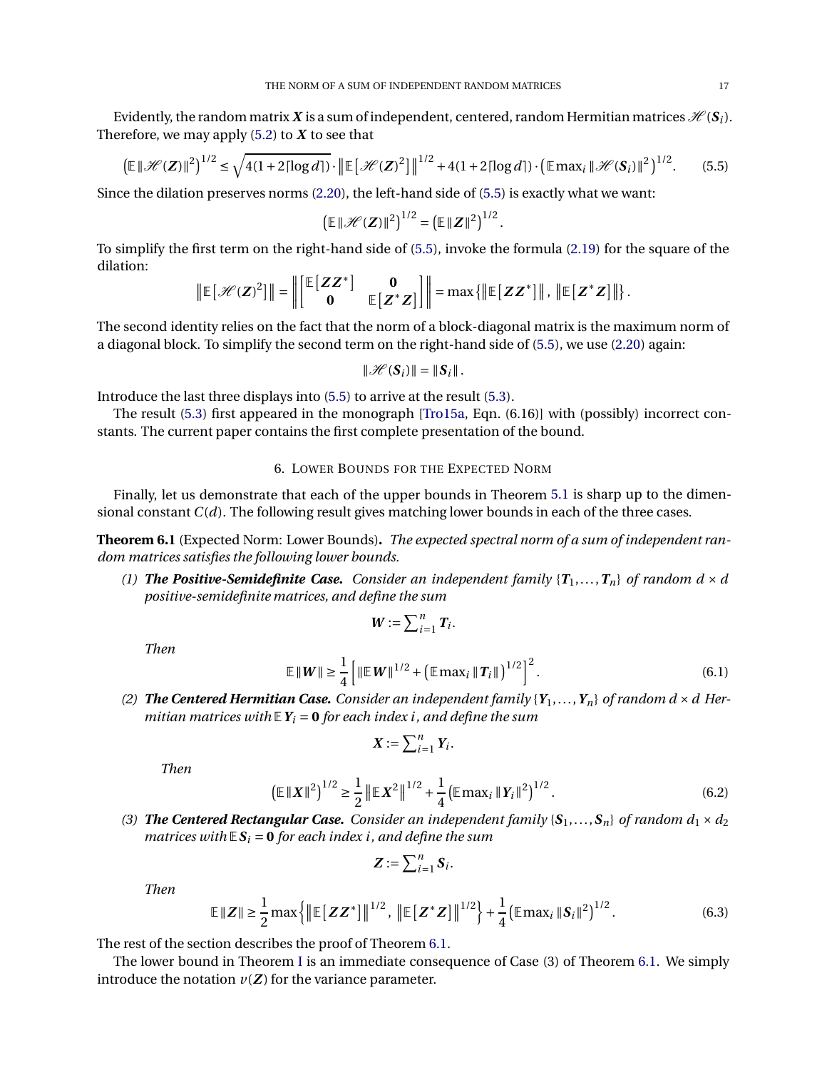Evidently, the random matrix $\boldsymbol{X}$ is a sum of independent, centered, random Hermitian matrices $\mathscr{H}(\boldsymbol{S}_i)$. Therefore, we may apply (5.2) to $\boldsymbol{X}$ to see that

$$\left(\mathbb{E}\,\|\mathscr{H}(\boldsymbol{Z})\|^2\right)^{1/2} \le \sqrt{4(1+2\lceil\log d\rceil)} \cdot \left\|\mathbb{E}\left[\mathscr{H}(\boldsymbol{Z})^2\right]\right\|^{1/2} + 4(1+2\lceil\log d\rceil)\cdot\left(\mathbb{E}\max_i \|\mathscr{H}(\boldsymbol{S}_i)\|^2\right)^{1/2}. \tag{5.5}$$

Since the dilation preserves norms (2.20), the left-hand side of (5.5) is exactly what we want:

$$\left(\mathbb{E}\,\|\mathscr{H}(\boldsymbol{Z})\|^2\right)^{1/2} = \left(\mathbb{E}\,\|\boldsymbol{Z}\|^2\right)^{1/2}.$$

To simplify the first term on the right-hand side of (5.5), invoke the formula (2.19) for the square of the dilation:

$$\left\|\mathbb{E}\left[\mathscr{H}(\boldsymbol{Z})^2\right]\right\| = \left\|\begin{bmatrix}\mathbb{E}\left[\boldsymbol{Z}\boldsymbol{Z}^*\right] & \mathbf{0}\\ \mathbf{0} & \mathbb{E}\left[\boldsymbol{Z}^*\boldsymbol{Z}\right]\end{bmatrix}\right\| = \max\left\{\left\|\mathbb{E}\left[\boldsymbol{Z}\boldsymbol{Z}^*\right]\right\|,\ \left\|\mathbb{E}\left[\boldsymbol{Z}^*\boldsymbol{Z}\right]\right\|\right\}.$$

The second identity relies on the fact that the norm of a block-diagonal matrix is the maximum norm of a diagonal block. To simplify the second term on the right-hand side of (5.5), we use (2.20) again:

$$\|\mathscr{H}(\boldsymbol{S}_i)\| = \|\boldsymbol{S}_i\|.$$

Introduce the last three displays into (5.5) to arrive at the result (5.3).

The result (5.3) first appeared in the monograph [Tro15a, Eqn. (6.16)] with (possibly) incorrect constants. The current paper contains the first complete presentation of the bound.

## 6. Lower Bounds for the Expected Norm

Finally, let us demonstrate that each of the upper bounds in Theorem 5.1 is sharp up to the dimensional constant $C(d)$. The following result gives matching lower bounds in each of the three cases.

**Theorem 6.1** (Expected Norm: Lower Bounds)**.** *The expected spectral norm of a sum of independent random matrices satisfies the following lower bounds.*

*(1)* ***The Positive-Semidefinite Case.*** *Consider an independent family $\{\boldsymbol{T}_1,\dots,\boldsymbol{T}_n\}$ of random $d\times d$ positive-semidefinite matrices, and define the sum*

$$\boldsymbol{W} := \sum\nolimits_{i=1}^n \boldsymbol{T}_i.$$

*Then*

$$\mathbb{E}\,\|\boldsymbol{W}\| \ge \frac{1}{4}\left[\|\mathbb{E}\,\boldsymbol{W}\|^{1/2} + \left(\mathbb{E}\max_i\|\boldsymbol{T}_i\|\right)^{1/2}\right]^2. \tag{6.1}$$

*(2)* ***The Centered Hermitian Case.*** *Consider an independent family $\{\boldsymbol{Y}_1,\dots,\boldsymbol{Y}_n\}$ of random $d\times d$ Hermitian matrices with $\mathbb{E}\,\boldsymbol{Y}_i = \mathbf{0}$ for each index $i$, and define the sum*

$$\boldsymbol{X} := \sum\nolimits_{i=1}^n \boldsymbol{Y}_i.$$

*Then*

$$\left(\mathbb{E}\,\|\boldsymbol{X}\|^2\right)^{1/2} \ge \frac{1}{2}\left\|\mathbb{E}\,\boldsymbol{X}^2\right\|^{1/2} + \frac{1}{4}\left(\mathbb{E}\max_i\|\boldsymbol{Y}_i\|^2\right)^{1/2}. \tag{6.2}$$

*(3)* ***The Centered Rectangular Case.*** *Consider an independent family $\{\boldsymbol{S}_1,\dots,\boldsymbol{S}_n\}$ of random $d_1\times d_2$ matrices with $\mathbb{E}\,\boldsymbol{S}_i = \mathbf{0}$ for each index $i$, and define the sum*

$$\boldsymbol{Z} := \sum\nolimits_{i=1}^n \boldsymbol{S}_i.$$

*Then*

$$\mathbb{E}\,\|\boldsymbol{Z}\| \ge \frac{1}{2}\max\left\{\left\|\mathbb{E}\left[\boldsymbol{Z}\boldsymbol{Z}^*\right]\right\|^{1/2},\ \left\|\mathbb{E}\left[\boldsymbol{Z}^*\boldsymbol{Z}\right]\right\|^{1/2}\right\} + \frac{1}{4}\left(\mathbb{E}\max_i\|\boldsymbol{S}_i\|^2\right)^{1/2}. \tag{6.3}$$

The rest of the section describes the proof of Theorem 6.1.

The lower bound in Theorem I is an immediate consequence of Case (3) of Theorem 6.1. We simply introduce the notation $v(\boldsymbol{Z})$ for the variance parameter.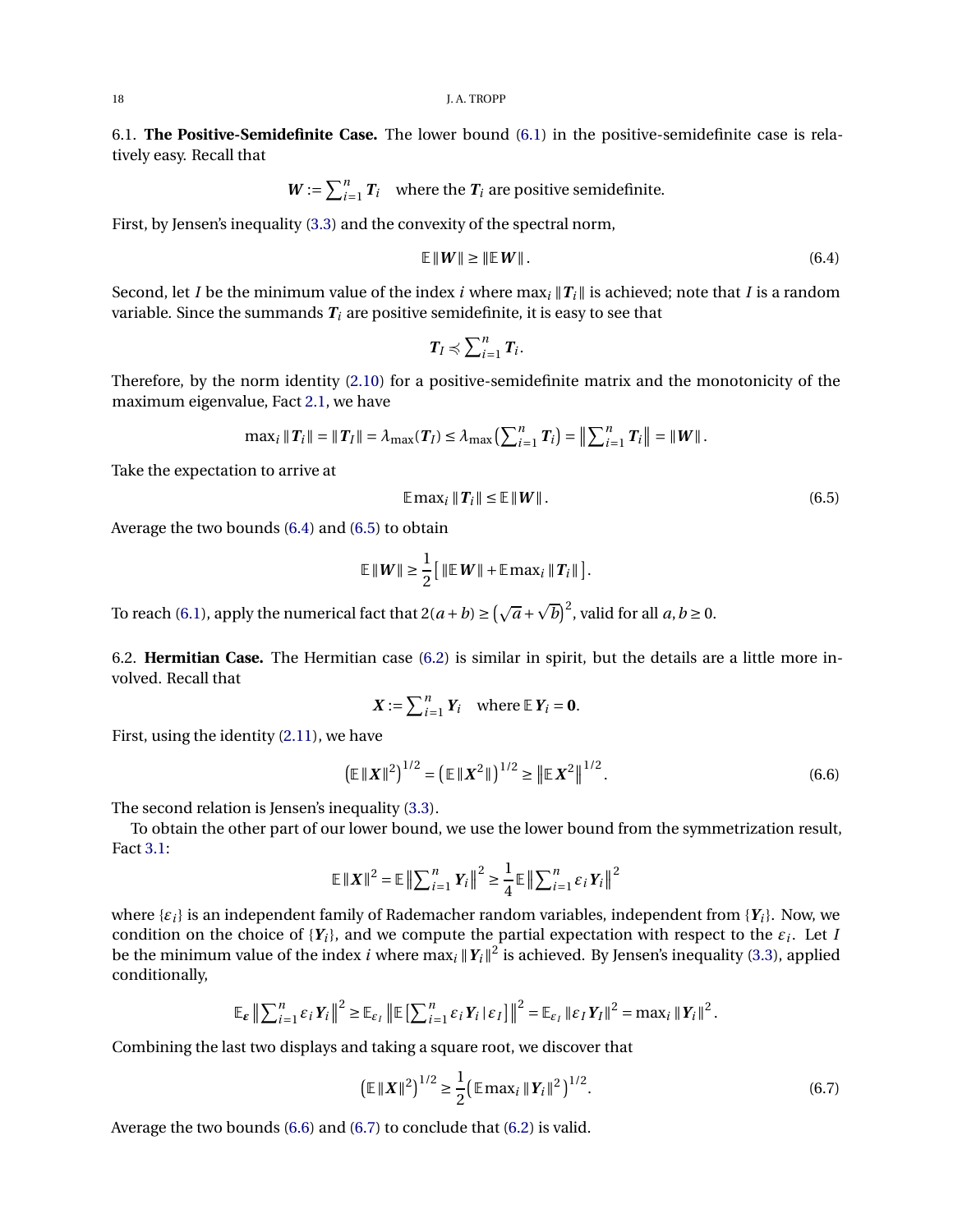6.1. **The Positive-Semidefinite Case.** The lower bound (6.1) in the positive-semidefinite case is relatively easy. Recall that

$$\boldsymbol{W} := \sum_{i=1}^n \boldsymbol{T}_i \quad \text{where the } \boldsymbol{T}_i \text{ are positive semidefinite.}$$

First, by Jensen's inequality (3.3) and the convexity of the spectral norm,

$$\mathbb{E}\,\|\boldsymbol{W}\| \geq \|\mathbb{E}\,\boldsymbol{W}\|. \tag{6.4}$$

Second, let $I$ be the minimum value of the index $i$ where $\max_i \|\boldsymbol{T}_i\|$ is achieved; note that $I$ is a random variable. Since the summands $\boldsymbol{T}_i$ are positive semidefinite, it is easy to see that

$$\boldsymbol{T}_I \preccurlyeq \sum_{i=1}^n \boldsymbol{T}_i.$$

Therefore, by the norm identity (2.10) for a positive-semidefinite matrix and the monotonicity of the maximum eigenvalue, Fact 2.1, we have

$$\max_i \|\boldsymbol{T}_i\| = \|\boldsymbol{T}_I\| = \lambda_{\max}(\boldsymbol{T}_I) \leq \lambda_{\max}\left(\sum_{i=1}^n \boldsymbol{T}_i\right) = \left\|\sum_{i=1}^n \boldsymbol{T}_i\right\| = \|\boldsymbol{W}\|.$$

Take the expectation to arrive at

$$\mathbb{E}\max_i \|\boldsymbol{T}_i\| \leq \mathbb{E}\,\|\boldsymbol{W}\|. \tag{6.5}$$

Average the two bounds (6.4) and (6.5) to obtain

$$\mathbb{E}\,\|\boldsymbol{W}\| \geq \frac{1}{2}\left[\,\|\mathbb{E}\,\boldsymbol{W}\| + \mathbb{E}\max_i \|\boldsymbol{T}_i\|\,\right].$$

To reach (6.1), apply the numerical fact that $2(a+b) \geq \left(\sqrt{a}+\sqrt{b}\right)^2$, valid for all $a, b \geq 0$.

6.2. **Hermitian Case.** The Hermitian case (6.2) is similar in spirit, but the details are a little more involved. Recall that

$$\boldsymbol{X} := \sum_{i=1}^n \boldsymbol{Y}_i \quad \text{where } \mathbb{E}\,\boldsymbol{Y}_i = \boldsymbol{0}.$$

First, using the identity (2.11), we have

$$\left(\mathbb{E}\,\|\boldsymbol{X}\|^2\right)^{1/2} = \left(\mathbb{E}\,\|\boldsymbol{X}^2\|\right)^{1/2} \geq \left\|\mathbb{E}\,\boldsymbol{X}^2\right\|^{1/2}. \tag{6.6}$$

The second relation is Jensen's inequality (3.3).

To obtain the other part of our lower bound, we use the lower bound from the symmetrization result, Fact 3.1:

$$\mathbb{E}\,\|\boldsymbol{X}\|^2 = \mathbb{E}\left\|\sum_{i=1}^n \boldsymbol{Y}_i\right\|^2 \geq \frac{1}{4}\mathbb{E}\left\|\sum_{i=1}^n \varepsilon_i \boldsymbol{Y}_i\right\|^2$$

where $\{\varepsilon_i\}$ is an independent family of Rademacher random variables, independent from $\{\boldsymbol{Y}_i\}$. Now, we condition on the choice of $\{\boldsymbol{Y}_i\}$, and we compute the partial expectation with respect to the $\varepsilon_i$. Let $I$ be the minimum value of the index $i$ where $\max_i \|\boldsymbol{Y}_i\|^2$ is achieved. By Jensen's inequality (3.3), applied conditionally,

$$\mathbb{E}_{\boldsymbol{\varepsilon}}\left\|\sum_{i=1}^n \varepsilon_i \boldsymbol{Y}_i\right\|^2 \geq \mathbb{E}_{\varepsilon_I}\left\|\mathbb{E}\left[\sum_{i=1}^n \varepsilon_i \boldsymbol{Y}_i \,|\, \varepsilon_I\right]\right\|^2 = \mathbb{E}_{\varepsilon_I}\|\varepsilon_I \boldsymbol{Y}_I\|^2 = \max_i \|\boldsymbol{Y}_i\|^2.$$

Combining the last two displays and taking a square root, we discover that

$$\left(\mathbb{E}\,\|\boldsymbol{X}\|^2\right)^{1/2} \geq \frac{1}{2}\left(\mathbb{E}\max_i \|\boldsymbol{Y}_i\|^2\right)^{1/2}. \tag{6.7}$$

Average the two bounds (6.6) and (6.7) to conclude that (6.2) is valid.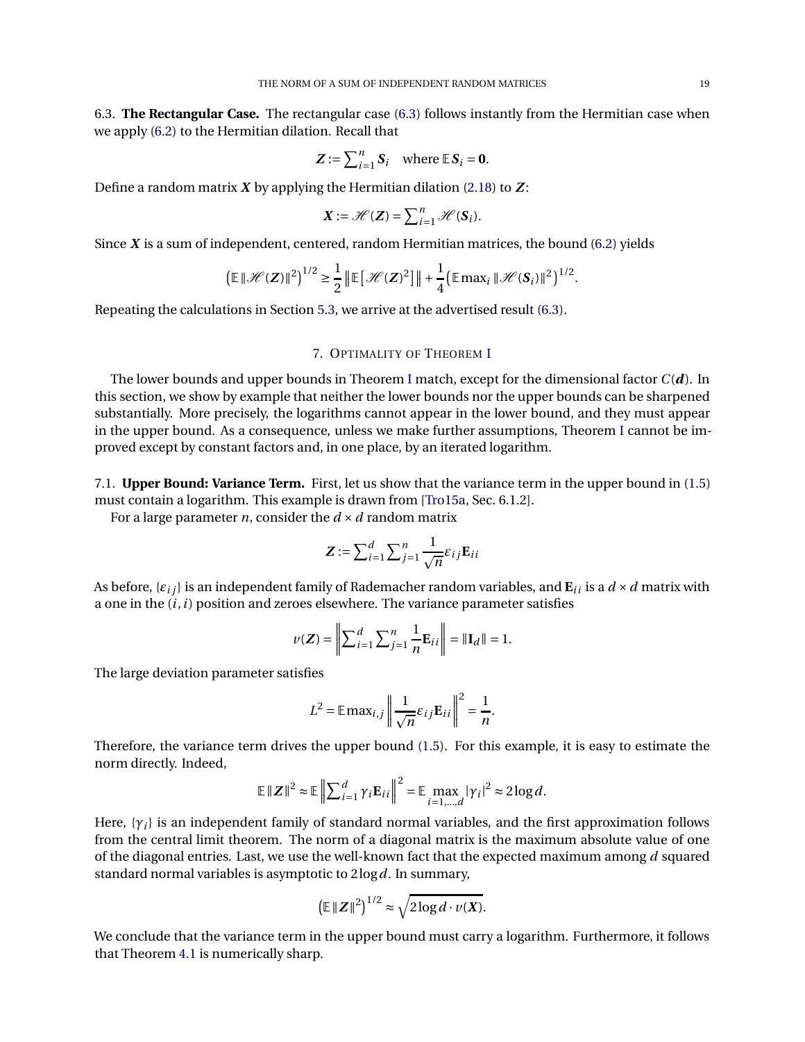6.3. **The Rectangular Case.** The rectangular case (6.3) follows instantly from the Hermitian case when we apply (6.2) to the Hermitian dilation. Recall that

$$\boldsymbol{Z} := \sum_{i=1}^{n} \boldsymbol{S}_i \quad \text{where } \mathbb{E}\, \boldsymbol{S}_i = \boldsymbol{0}.$$

Define a random matrix $\boldsymbol{X}$ by applying the Hermitian dilation (2.18) to $\boldsymbol{Z}$:

$$\boldsymbol{X} := \mathscr{H}(\boldsymbol{Z}) = \sum_{i=1}^{n} \mathscr{H}(\boldsymbol{S}_i).$$

Since $\boldsymbol{X}$ is a sum of independent, centered, random Hermitian matrices, the bound (6.2) yields

$$\left(\mathbb{E}\, \|\mathscr{H}(\boldsymbol{Z})\|^2\right)^{1/2} \geq \frac{1}{2} \left\| \mathbb{E}\left[\mathscr{H}(\boldsymbol{Z})^2\right] \right\| + \frac{1}{4} \left(\mathbb{E} \max_i \|\mathscr{H}(\boldsymbol{S}_i)\|^2\right)^{1/2}.$$

Repeating the calculations in Section 5.3, we arrive at the advertised result (6.3).

## 7. Optimality of Theorem I

The lower bounds and upper bounds in Theorem I match, except for the dimensional factor $C(\boldsymbol{d})$. In this section, we show by example that neither the lower bounds nor the upper bounds can be sharpened substantially. More precisely, the logarithms cannot appear in the lower bound, and they must appear in the upper bound. As a consequence, unless we make further assumptions, Theorem I cannot be improved except by constant factors and, in one place, by an iterated logarithm.

7.1. **Upper Bound: Variance Term.** First, let us show that the variance term in the upper bound in (1.5) must contain a logarithm. This example is drawn from [Tro15a, Sec. 6.1.2].

For a large parameter $n$, consider the $d \times d$ random matrix

$$\boldsymbol{Z} := \sum_{i=1}^{d} \sum_{j=1}^{n} \frac{1}{\sqrt{n}} \varepsilon_{ij} \mathbf{E}_{ii}$$

As before, $\{\varepsilon_{ij}\}$ is an independent family of Rademacher random variables, and $\mathbf{E}_{ii}$ is a $d \times d$ matrix with a one in the $(i, i)$ position and zeroes elsewhere. The variance parameter satisfies

$$v(\boldsymbol{Z}) = \left\| \sum_{i=1}^{d} \sum_{j=1}^{n} \frac{1}{n} \mathbf{E}_{ii} \right\| = \|\mathbf{I}_d\| = 1.$$

The large deviation parameter satisfies

$$L^2 = \mathbb{E} \max_{i,j} \left\| \frac{1}{\sqrt{n}} \varepsilon_{ij} \mathbf{E}_{ii} \right\|^2 = \frac{1}{n}.$$

Therefore, the variance term drives the upper bound (1.5). For this example, it is easy to estimate the norm directly. Indeed,

$$\mathbb{E}\, \|\boldsymbol{Z}\|^2 \approx \mathbb{E} \left\| \sum_{i=1}^{d} \gamma_i \mathbf{E}_{ii} \right\|^2 = \mathbb{E} \max_{i=1,\dots,d} |\gamma_i|^2 \approx 2 \log d.$$

Here, $\{\gamma_i\}$ is an independent family of standard normal variables, and the first approximation follows from the central limit theorem. The norm of a diagonal matrix is the maximum absolute value of one of the diagonal entries. Last, we use the well-known fact that the expected maximum among $d$ squared standard normal variables is asymptotic to $2 \log d$. In summary,

$$\left(\mathbb{E}\, \|\boldsymbol{Z}\|^2\right)^{1/2} \approx \sqrt{2 \log d \cdot v(\boldsymbol{X})}.$$

We conclude that the variance term in the upper bound must carry a logarithm. Furthermore, it follows that Theorem 4.1 is numerically sharp.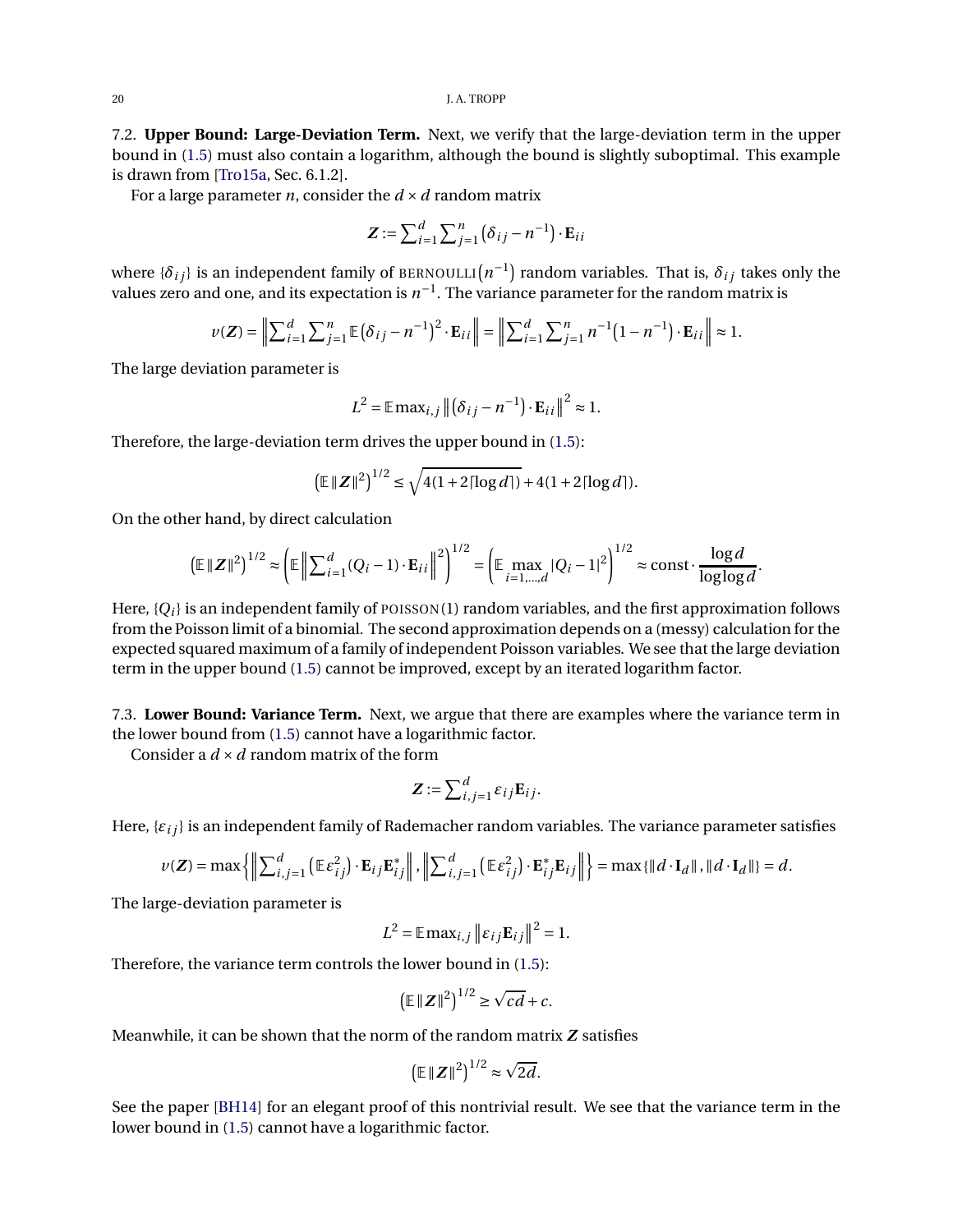7.2. **Upper Bound: Large-Deviation Term.** Next, we verify that the large-deviation term in the upper bound in (1.5) must also contain a logarithm, although the bound is slightly suboptimal. This example is drawn from [Tro15a, Sec. 6.1.2].

For a large parameter $n$, consider the $d \times d$ random matrix

$$\boldsymbol{Z} := \sum_{i=1}^{d} \sum_{j=1}^{n} \left(\delta_{ij} - n^{-1}\right) \cdot \mathbf{E}_{ii}$$

where $\{\delta_{ij}\}$ is an independent family of BERNOULLI$\left(n^{-1}\right)$ random variables. That is, $\delta_{ij}$ takes only the values zero and one, and its expectation is $n^{-1}$. The variance parameter for the random matrix is

$$v(\boldsymbol{Z}) = \left\| \sum_{i=1}^{d} \sum_{j=1}^{n} \mathbb{E}\left(\delta_{ij} - n^{-1}\right)^2 \cdot \mathbf{E}_{ii} \right\| = \left\| \sum_{i=1}^{d} \sum_{j=1}^{n} n^{-1}\left(1 - n^{-1}\right) \cdot \mathbf{E}_{ii} \right\| \approx 1.$$

The large deviation parameter is

$$L^2 = \mathbb{E} \max_{i,j} \left\| \left(\delta_{ij} - n^{-1}\right) \cdot \mathbf{E}_{ii} \right\|^2 \approx 1.$$

Therefore, the large-deviation term drives the upper bound in (1.5):

$$\left(\mathbb{E}\|\boldsymbol{Z}\|^2\right)^{1/2} \leq \sqrt{4(1 + 2\lceil \log d \rceil)} + 4(1 + 2\lceil \log d \rceil).$$

On the other hand, by direct calculation

$$\left(\mathbb{E}\|\boldsymbol{Z}\|^2\right)^{1/2} \approx \left(\mathbb{E}\left\| \sum_{i=1}^{d} (Q_i - 1) \cdot \mathbf{E}_{ii} \right\|^2\right)^{1/2} = \left(\mathbb{E} \max_{i=1,\dots,d} |Q_i - 1|^2\right)^{1/2} \approx \text{const} \cdot \frac{\log d}{\log\log d}.$$

Here, $\{Q_i\}$ is an independent family of POISSON(1) random variables, and the first approximation follows from the Poisson limit of a binomial. The second approximation depends on a (messy) calculation for the expected squared maximum of a family of independent Poisson variables. We see that the large deviation term in the upper bound (1.5) cannot be improved, except by an iterated logarithm factor.

7.3. **Lower Bound: Variance Term.** Next, we argue that there are examples where the variance term in the lower bound from (1.5) cannot have a logarithmic factor.

Consider a $d \times d$ random matrix of the form

$$\boldsymbol{Z} := \sum_{i,j=1}^{d} \varepsilon_{ij} \mathbf{E}_{ij}.$$

Here, $\{\varepsilon_{ij}\}$ is an independent family of Rademacher random variables. The variance parameter satisfies

$$v(\boldsymbol{Z}) = \max\left\{ \left\| \sum_{i,j=1}^{d} \left(\mathbb{E}\varepsilon_{ij}^2\right) \cdot \mathbf{E}_{ij}\mathbf{E}_{ij}^* \right\|, \left\| \sum_{i,j=1}^{d} \left(\mathbb{E}\varepsilon_{ij}^2\right) \cdot \mathbf{E}_{ij}^*\mathbf{E}_{ij} \right\| \right\} = \max\{\|d \cdot \mathbf{I}_d\|, \|d \cdot \mathbf{I}_d\|\} = d.$$

The large-deviation parameter is

$$L^2 = \mathbb{E} \max_{i,j} \left\| \varepsilon_{ij} \mathbf{E}_{ij} \right\|^2 = 1.$$

Therefore, the variance term controls the lower bound in (1.5):

$$\left(\mathbb{E}\|\boldsymbol{Z}\|^2\right)^{1/2} \geq \sqrt{cd} + c.$$

Meanwhile, it can be shown that the norm of the random matrix $\boldsymbol{Z}$ satisfies

$$\left(\mathbb{E}\|\boldsymbol{Z}\|^2\right)^{1/2} \approx \sqrt{2d}.$$

See the paper [BH14] for an elegant proof of this nontrivial result. We see that the variance term in the lower bound in (1.5) cannot have a logarithmic factor.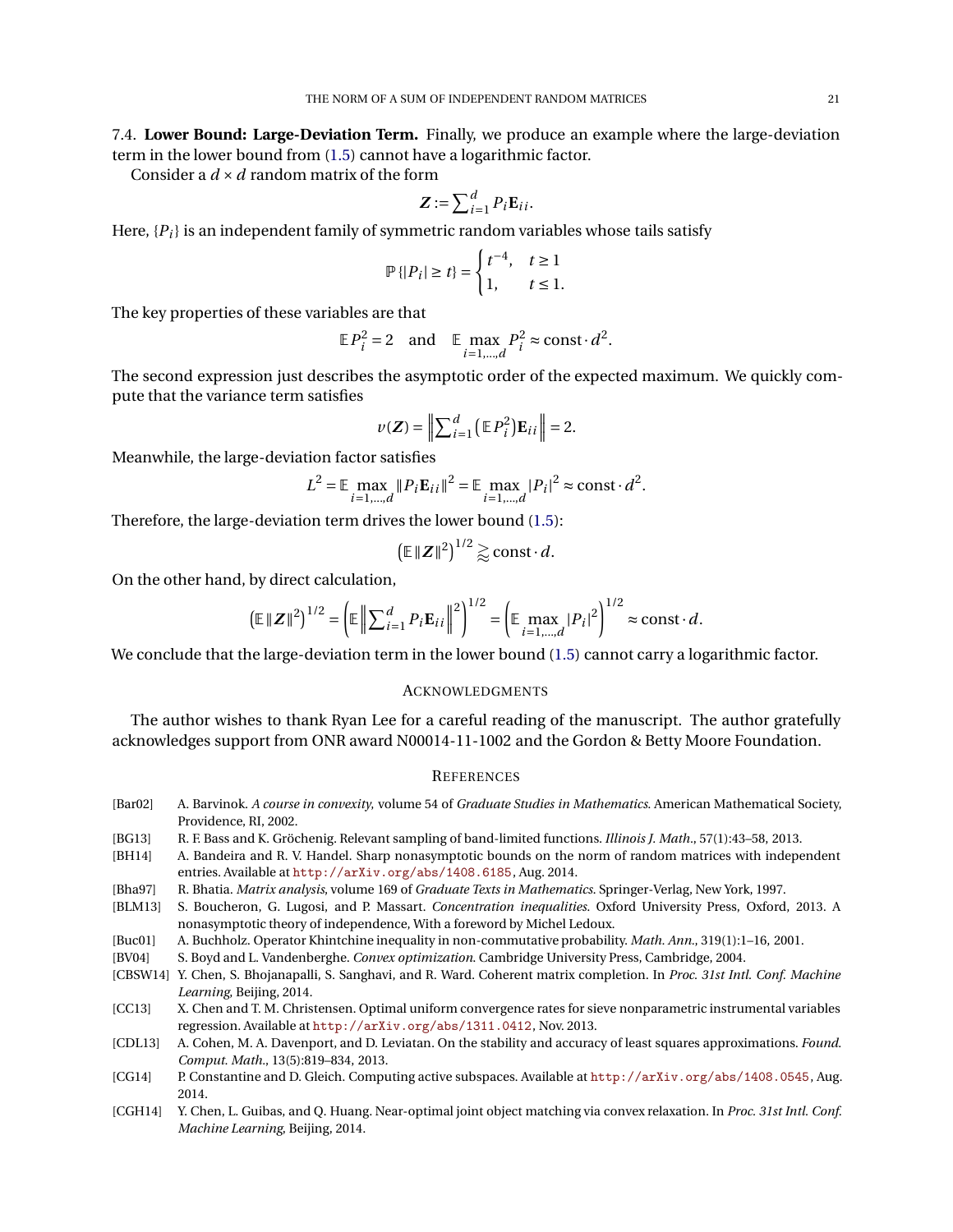7.4. **Lower Bound: Large-Deviation Term.** Finally, we produce an example where the large-deviation term in the lower bound from (1.5) cannot have a logarithmic factor.

Consider a $d \times d$ random matrix of the form

$$\boldsymbol{Z} := \sum_{i=1}^{d} P_i \mathbf{E}_{ii}.$$

Here, $\{P_i\}$ is an independent family of symmetric random variables whose tails satisfy

$$\mathbb{P}\{|P_i| \geq t\} = \begin{cases} t^{-4}, & t \geq 1 \\ 1, & t \leq 1. \end{cases}$$

The key properties of these variables are that

$$\mathbb{E} P_i^2 = 2 \quad \text{and} \quad \mathbb{E} \max_{i=1,\dots,d} P_i^2 \approx \text{const} \cdot d^2.$$

The second expression just describes the asymptotic order of the expected maximum. We quickly compute that the variance term satisfies

$$v(\boldsymbol{Z}) = \left\| \sum_{i=1}^{d} \left( \mathbb{E} P_i^2 \right) \mathbf{E}_{ii} \right\| = 2.$$

Meanwhile, the large-deviation factor satisfies

$$L^2 = \mathbb{E} \max_{i=1,\dots,d} \|P_i \mathbf{E}_{ii}\|^2 = \mathbb{E} \max_{i=1,\dots,d} |P_i|^2 \approx \text{const} \cdot d^2.$$

Therefore, the large-deviation term drives the lower bound (1.5):

$$\left( \mathbb{E} \|\boldsymbol{Z}\|^2 \right)^{1/2} \gtrapprox \text{const} \cdot d.$$

On the other hand, by direct calculation,

$$\left( \mathbb{E} \|\boldsymbol{Z}\|^2 \right)^{1/2} = \left( \mathbb{E} \left\| \sum_{i=1}^{d} P_i \mathbf{E}_{ii} \right\|^2 \right)^{1/2} = \left( \mathbb{E} \max_{i=1,\dots,d} |P_i|^2 \right)^{1/2} \approx \text{const} \cdot d.$$

We conclude that the large-deviation term in the lower bound (1.5) cannot carry a logarithmic factor.

## Acknowledgments

The author wishes to thank Ryan Lee for a careful reading of the manuscript. The author gratefully acknowledges support from ONR award N00014-11-1002 and the Gordon & Betty Moore Foundation.

## References

- [Bar02] A. Barvinok. *A course in convexity*, volume 54 of *Graduate Studies in Mathematics*. American Mathematical Society, Providence, RI, 2002.
- [BG13] R. F. Bass and K. Gröchenig. Relevant sampling of band-limited functions. *Illinois J. Math.*, 57(1):43–58, 2013.
- [BH14] A. Bandeira and R. V. Handel. Sharp nonasymptotic bounds on the norm of random matrices with independent entries. Available at http://arXiv.org/abs/1408.6185, Aug. 2014.
- [Bha97] R. Bhatia. *Matrix analysis*, volume 169 of *Graduate Texts in Mathematics*. Springer-Verlag, New York, 1997.
- [BLM13] S. Boucheron, G. Lugosi, and P. Massart. *Concentration inequalities*. Oxford University Press, Oxford, 2013. A nonasymptotic theory of independence, With a foreword by Michel Ledoux.
- [Buc01] A. Buchholz. Operator Khintchine inequality in non-commutative probability. *Math. Ann.*, 319(1):1–16, 2001.
- [BV04] S. Boyd and L. Vandenberghe. *Convex optimization*. Cambridge University Press, Cambridge, 2004.
- [CBSW14] Y. Chen, S. Bhojanapalli, S. Sanghavi, and R. Ward. Coherent matrix completion. In *Proc. 31st Intl. Conf. Machine Learning*, Beijing, 2014.
- [CC13] X. Chen and T. M. Christensen. Optimal uniform convergence rates for sieve nonparametric instrumental variables regression. Available at http://arXiv.org/abs/1311.0412, Nov. 2013.
- [CDL13] A. Cohen, M. A. Davenport, and D. Leviatan. On the stability and accuracy of least squares approximations. *Found. Comput. Math.*, 13(5):819–834, 2013.
- [CG14] P. Constantine and D. Gleich. Computing active subspaces. Available at http://arXiv.org/abs/1408.0545, Aug. 2014.
- [CGH14] Y. Chen, L. Guibas, and Q. Huang. Near-optimal joint object matching via convex relaxation. In *Proc. 31st Intl. Conf. Machine Learning*, Beijing, 2014.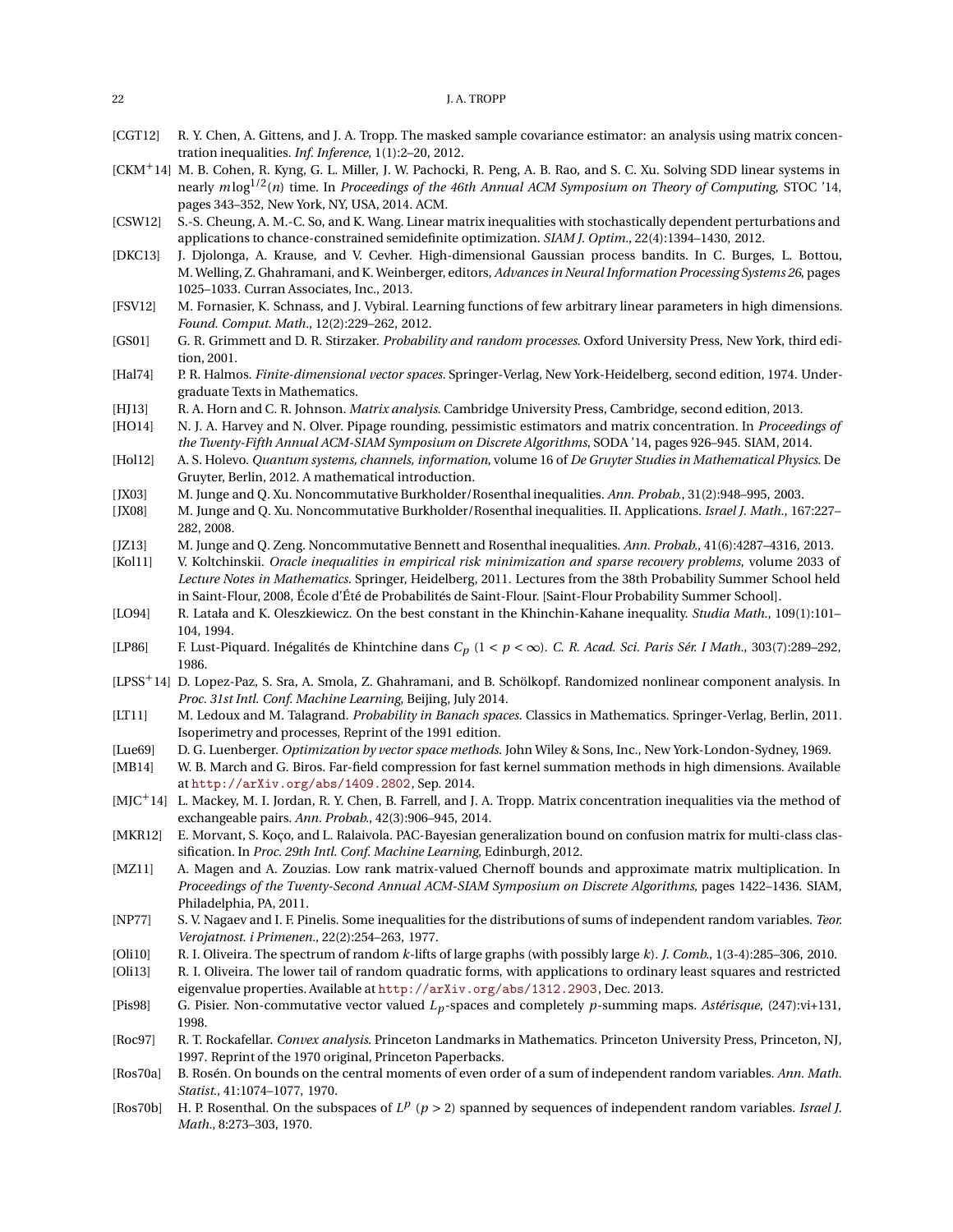[CGT12] R. Y. Chen, A. Gittens, and J. A. Tropp. The masked sample covariance estimator: an analysis using matrix concentration inequalities. *Inf. Inference*, 1(1):2–20, 2012.

[CKM+14] M. B. Cohen, R. Kyng, G. L. Miller, J. W. Pachocki, R. Peng, A. B. Rao, and S. C. Xu. Solving SDD linear systems in nearly $m \log^{1/2}(n)$ time. In *Proceedings of the 46th Annual ACM Symposium on Theory of Computing*, STOC '14, pages 343–352, New York, NY, USA, 2014. ACM.

[CSW12] S.-S. Cheung, A. M.-C. So, and K. Wang. Linear matrix inequalities with stochastically dependent perturbations and applications to chance-constrained semidefinite optimization. *SIAM J. Optim.*, 22(4):1394–1430, 2012.

[DKC13] J. Djolonga, A. Krause, and V. Cevher. High-dimensional Gaussian process bandits. In C. Burges, L. Bottou, M. Welling, Z. Ghahramani, and K. Weinberger, editors, *Advances in Neural Information Processing Systems 26*, pages 1025–1033. Curran Associates, Inc., 2013.

[FSV12] M. Fornasier, K. Schnass, and J. Vybiral. Learning functions of few arbitrary linear parameters in high dimensions. *Found. Comput. Math.*, 12(2):229–262, 2012.

[GS01] G. R. Grimmett and D. R. Stirzaker. *Probability and random processes*. Oxford University Press, New York, third edition, 2001.

[Hal74] P. R. Halmos. *Finite-dimensional vector spaces*. Springer-Verlag, New York-Heidelberg, second edition, 1974. Undergraduate Texts in Mathematics.

[HJ13] R. A. Horn and C. R. Johnson. *Matrix analysis*. Cambridge University Press, Cambridge, second edition, 2013.

[HO14] N. J. A. Harvey and N. Olver. Pipage rounding, pessimistic estimators and matrix concentration. In *Proceedings of the Twenty-Fifth Annual ACM-SIAM Symposium on Discrete Algorithms*, SODA '14, pages 926–945. SIAM, 2014.

[Hol12] A. S. Holevo. *Quantum systems, channels, information*, volume 16 of *De Gruyter Studies in Mathematical Physics*. De Gruyter, Berlin, 2012. A mathematical introduction.

[JX03] M. Junge and Q. Xu. Noncommutative Burkholder/Rosenthal inequalities. *Ann. Probab.*, 31(2):948–995, 2003.

[JX08] M. Junge and Q. Xu. Noncommutative Burkholder/Rosenthal inequalities. II. Applications. *Israel J. Math.*, 167:227–282, 2008.

[JZ13] M. Junge and Q. Zeng. Noncommutative Bennett and Rosenthal inequalities. *Ann. Probab.*, 41(6):4287–4316, 2013.

[Kol11] V. Koltchinskii. *Oracle inequalities in empirical risk minimization and sparse recovery problems*, volume 2033 of *Lecture Notes in Mathematics*. Springer, Heidelberg, 2011. Lectures from the 38th Probability Summer School held in Saint-Flour, 2008, École d'Été de Probabilités de Saint-Flour. [Saint-Flour Probability Summer School].

[LO94] R. Latała and K. Oleszkiewicz. On the best constant in the Khinchin-Kahane inequality. *Studia Math.*, 109(1):101–104, 1994.

[LP86] F. Lust-Piquard. Inégalités de Khintchine dans $C_p$ $(1 < p < \infty)$. *C. R. Acad. Sci. Paris Sér. I Math.*, 303(7):289–292, 1986.

[LPSS+14] D. Lopez-Paz, S. Sra, A. Smola, Z. Ghahramani, and B. Schölkopf. Randomized nonlinear component analysis. In *Proc. 31st Intl. Conf. Machine Learning*, Beijing, July 2014.

[LT11] M. Ledoux and M. Talagrand. *Probability in Banach spaces*. Classics in Mathematics. Springer-Verlag, Berlin, 2011. Isoperimetry and processes, Reprint of the 1991 edition.

[Lue69] D. G. Luenberger. *Optimization by vector space methods*. John Wiley & Sons, Inc., New York-London-Sydney, 1969.

[MB14] W. B. March and G. Biros. Far-field compression for fast kernel summation methods in high dimensions. Available at http://arXiv.org/abs/1409.2802, Sep. 2014.

[MJC+14] L. Mackey, M. I. Jordan, R. Y. Chen, B. Farrell, and J. A. Tropp. Matrix concentration inequalities via the method of exchangeable pairs. *Ann. Probab.*, 42(3):906–945, 2014.

[MKR12] E. Morvant, S. Koço, and L. Ralaivola. PAC-Bayesian generalization bound on confusion matrix for multi-class classification. In *Proc. 29th Intl. Conf. Machine Learning*, Edinburgh, 2012.

[MZ11] A. Magen and A. Zouzias. Low rank matrix-valued Chernoff bounds and approximate matrix multiplication. In *Proceedings of the Twenty-Second Annual ACM-SIAM Symposium on Discrete Algorithms*, pages 1422–1436. SIAM, Philadelphia, PA, 2011.

[NP77] S. V. Nagaev and I. F. Pinelis. Some inequalities for the distributions of sums of independent random variables. *Teor. Verojatnost. i Primenen.*, 22(2):254–263, 1977.

[Oli10] R. I. Oliveira. The spectrum of random $k$-lifts of large graphs (with possibly large $k$). *J. Comb.*, 1(3-4):285–306, 2010.

[Oli13] R. I. Oliveira. The lower tail of random quadratic forms, with applications to ordinary least squares and restricted eigenvalue properties. Available at http://arXiv.org/abs/1312.2903, Dec. 2013.

[Pis98] G. Pisier. Non-commutative vector valued $L_p$-spaces and completely $p$-summing maps. *Astérisque*, (247):vi+131, 1998.

[Roc97] R. T. Rockafellar. *Convex analysis*. Princeton Landmarks in Mathematics. Princeton University Press, Princeton, NJ, 1997. Reprint of the 1970 original, Princeton Paperbacks.

[Ros70a] B. Rosén. On bounds on the central moments of even order of a sum of independent random variables. *Ann. Math. Statist.*, 41:1074–1077, 1970.

[Ros70b] H. P. Rosenthal. On the subspaces of $L^p$ $(p > 2)$ spanned by sequences of independent random variables. *Israel J. Math.*, 8:273–303, 1970.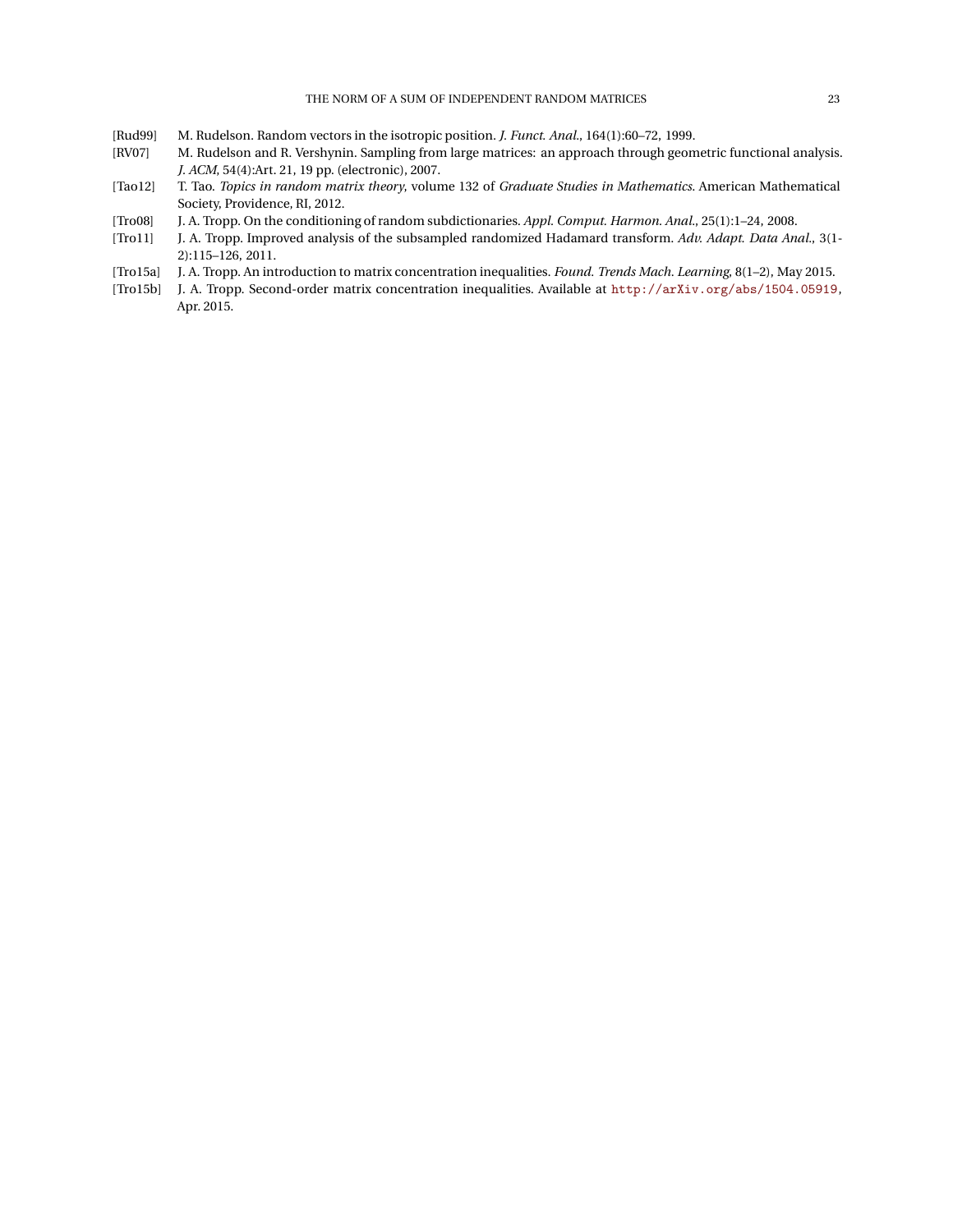[Rud99] M. Rudelson. Random vectors in the isotropic position. *J. Funct. Anal.*, 164(1):60–72, 1999.

[RV07] M. Rudelson and R. Vershynin. Sampling from large matrices: an approach through geometric functional analysis. *J. ACM*, 54(4):Art. 21, 19 pp. (electronic), 2007.

[Tao12] T. Tao. *Topics in random matrix theory*, volume 132 of *Graduate Studies in Mathematics*. American Mathematical Society, Providence, RI, 2012.

[Tro08] J. A. Tropp. On the conditioning of random subdictionaries. *Appl. Comput. Harmon. Anal.*, 25(1):1–24, 2008.

[Tro11] J. A. Tropp. Improved analysis of the subsampled randomized Hadamard transform. *Adv. Adapt. Data Anal.*, 3(1-2):115–126, 2011.

[Tro15a] J. A. Tropp. An introduction to matrix concentration inequalities. *Found. Trends Mach. Learning*, 8(1–2), May 2015.

[Tro15b] J. A. Tropp. Second-order matrix concentration inequalities. Available at http://arXiv.org/abs/1504.05919, Apr. 2015.